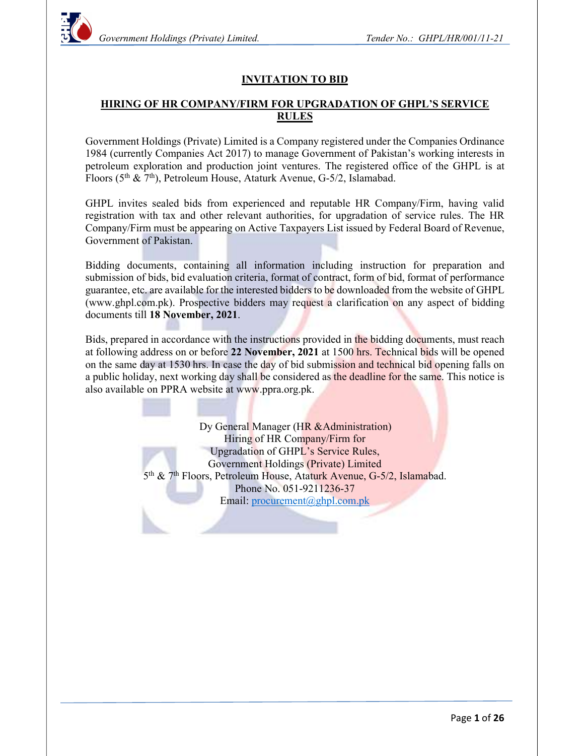# INVITATION TO BID

## HIRING OF HR COMPANY/FIRM FOR UPGRADATION OF GHPL'S SERVICE RULES

Government Holdings (Private) Limited is a Company registered under the Companies Ordinance 1984 (currently Companies Act 2017) to manage Government of Pakistan's working interests in petroleum exploration and production joint ventures. The registered office of the GHPL is at Floors (5th & 7th), Petroleum House, Ataturk Avenue, G-5/2, Islamabad.

GHPL invites sealed bids from experienced and reputable HR Company/Firm, having valid registration with tax and other relevant authorities, for upgradation of service rules. The HR Company/Firm must be appearing on Active Taxpayers List issued by Federal Board of Revenue, Government of Pakistan.

Bidding documents, containing all information including instruction for preparation and submission of bids, bid evaluation criteria, format of contract, form of bid, format of performance guarantee, etc. are available for the interested bidders to be downloaded from the website of GHPL (www.ghpl.com.pk). Prospective bidders may request a clarification on any aspect of bidding documents till **18 November, 2021**.

Bids, prepared in accordance with the instructions provided in the bidding documents, must reach at following address on or before **22 November, 2021** at 1500 hrs. Technical bids will be opened on the same day at 1530 hrs. In case the day of bid submission and technical bid opening falls on a public holiday, next working day shall be considered as the deadline for the same. This notice is also available on PPRA website at www.ppra.org.pk.

Dy General Manager (HR &Administration)
Hiring of HR Company/Firm for
Upgradation of GHPL's Service Rules,
Government Holdings (Private) Limited
5th & 7th Floors, Petroleum House, Ataturk Avenue, G-5/2, Islamabad.
Phone No. 051-9211236-37
Email: procurement@ghpl.com.pk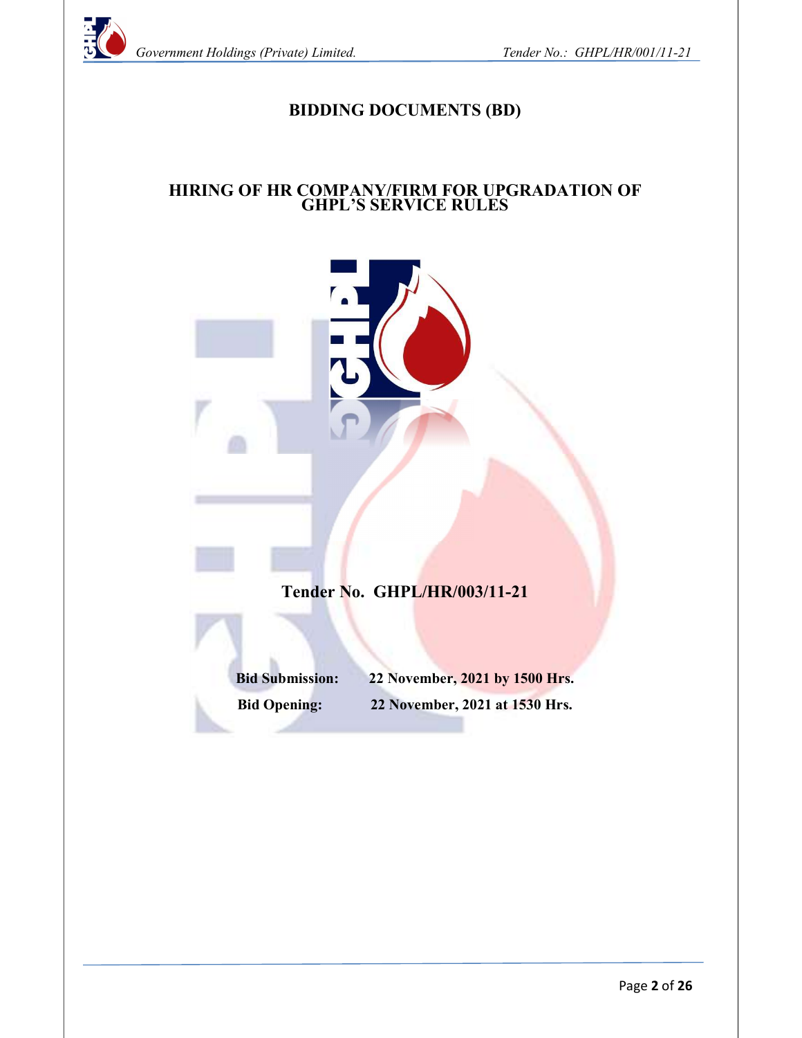# BIDDING DOCUMENTS (BD)

## HIRING OF HR COMPANY/FIRM FOR UPGRADATION OF GHPL'S SERVICE RULES

**Tender No. GHPL/HR/003/11-21**

**Bid Submission:** **22 November, 2021 by 1500 Hrs.**

**Bid Opening:** **22 November, 2021 at 1530 Hrs.**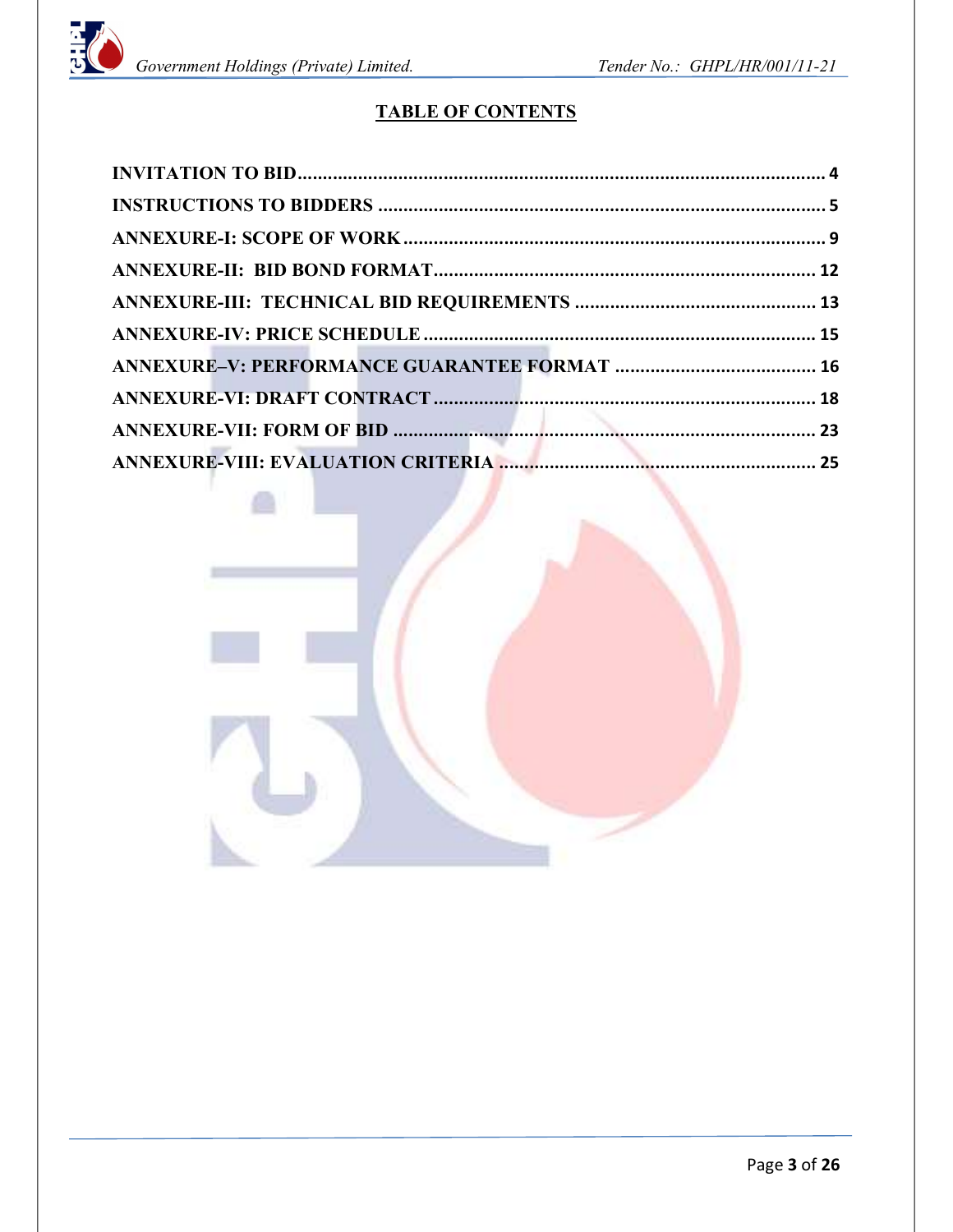# TABLE OF CONTENTS

INVITATION TO BID ........................................................................................................ 4

INSTRUCTIONS TO BIDDERS ......................................................................................... 5

ANNEXURE-I: SCOPE OF WORK .................................................................................... 9

ANNEXURE-II: BID BOND FORMAT ............................................................................. 12

ANNEXURE-III: TECHNICAL BID REQUIREMENTS ................................................. 13

ANNEXURE-IV: PRICE SCHEDULE .............................................................................. 15

ANNEXURE–V: PERFORMANCE GUARANTEE FORMAT ......................................... 16

ANNEXURE-VI: DRAFT CONTRACT ............................................................................. 18

ANNEXURE-VII: FORM OF BID ..................................................................................... 23

ANNEXURE-VIII: EVALUATION CRITERIA ................................................................ 25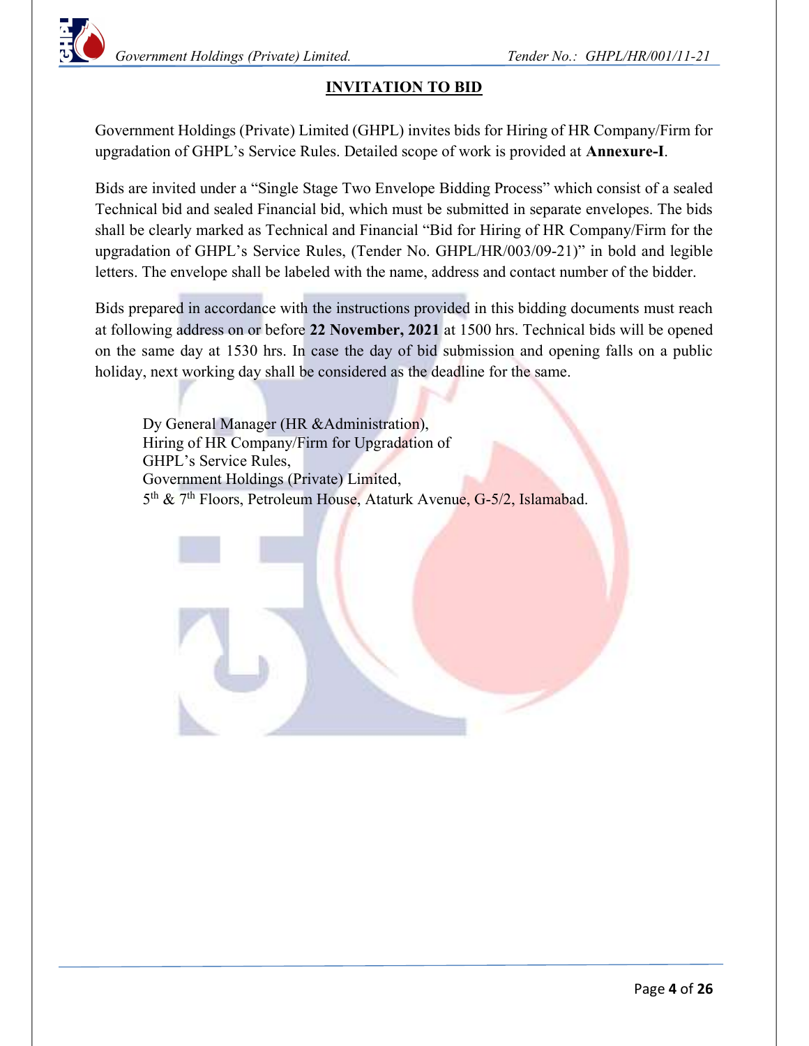## INVITATION TO BID

Government Holdings (Private) Limited (GHPL) invites bids for Hiring of HR Company/Firm for upgradation of GHPL's Service Rules. Detailed scope of work is provided at **Annexure-I**.

Bids are invited under a "Single Stage Two Envelope Bidding Process" which consist of a sealed Technical bid and sealed Financial bid, which must be submitted in separate envelopes. The bids shall be clearly marked as Technical and Financial "Bid for Hiring of HR Company/Firm for the upgradation of GHPL's Service Rules, (Tender No. GHPL/HR/003/09-21)" in bold and legible letters. The envelope shall be labeled with the name, address and contact number of the bidder.

Bids prepared in accordance with the instructions provided in this bidding documents must reach at following address on or before **22 November, 2021** at 1500 hrs. Technical bids will be opened on the same day at 1530 hrs. In case the day of bid submission and opening falls on a public holiday, next working day shall be considered as the deadline for the same.

Dy General Manager (HR &Administration),
Hiring of HR Company/Firm for Upgradation of
GHPL's Service Rules,
Government Holdings (Private) Limited,
5th & 7th Floors, Petroleum House, Ataturk Avenue, G-5/2, Islamabad.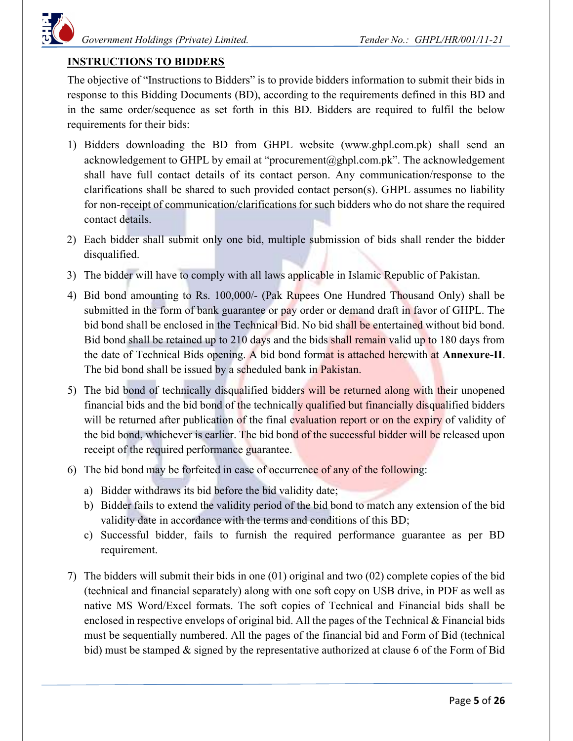## INSTRUCTIONS TO BIDDERS

The objective of "Instructions to Bidders" is to provide bidders information to submit their bids in response to this Bidding Documents (BD), according to the requirements defined in this BD and in the same order/sequence as set forth in this BD. Bidders are required to fulfil the below requirements for their bids:

1) Bidders downloading the BD from GHPL website (www.ghpl.com.pk) shall send an acknowledgement to GHPL by email at "procurement@ghpl.com.pk". The acknowledgement shall have full contact details of its contact person. Any communication/response to the clarifications shall be shared to such provided contact person(s). GHPL assumes no liability for non-receipt of communication/clarifications for such bidders who do not share the required contact details.

2) Each bidder shall submit only one bid, multiple submission of bids shall render the bidder disqualified.

3) The bidder will have to comply with all laws applicable in Islamic Republic of Pakistan.

4) Bid bond amounting to Rs. 100,000/- (Pak Rupees One Hundred Thousand Only) shall be submitted in the form of bank guarantee or pay order or demand draft in favor of GHPL. The bid bond shall be enclosed in the Technical Bid. No bid shall be entertained without bid bond. Bid bond shall be retained up to 210 days and the bids shall remain valid up to 180 days from the date of Technical Bids opening. A bid bond format is attached herewith at **Annexure-II**. The bid bond shall be issued by a scheduled bank in Pakistan.

5) The bid bond of technically disqualified bidders will be returned along with their unopened financial bids and the bid bond of the technically qualified but financially disqualified bidders will be returned after publication of the final evaluation report or on the expiry of validity of the bid bond, whichever is earlier. The bid bond of the successful bidder will be released upon receipt of the required performance guarantee.

6) The bid bond may be forfeited in case of occurrence of any of the following:

   a) Bidder withdraws its bid before the bid validity date;
   b) Bidder fails to extend the validity period of the bid bond to match any extension of the bid validity date in accordance with the terms and conditions of this BD;
   c) Successful bidder, fails to furnish the required performance guarantee as per BD requirement.

7) The bidders will submit their bids in one (01) original and two (02) complete copies of the bid (technical and financial separately) along with one soft copy on USB drive, in PDF as well as native MS Word/Excel formats. The soft copies of Technical and Financial bids shall be enclosed in respective envelops of original bid. All the pages of the Technical & Financial bids must be sequentially numbered. All the pages of the financial bid and Form of Bid (technical bid) must be stamped & signed by the representative authorized at clause 6 of the Form of Bid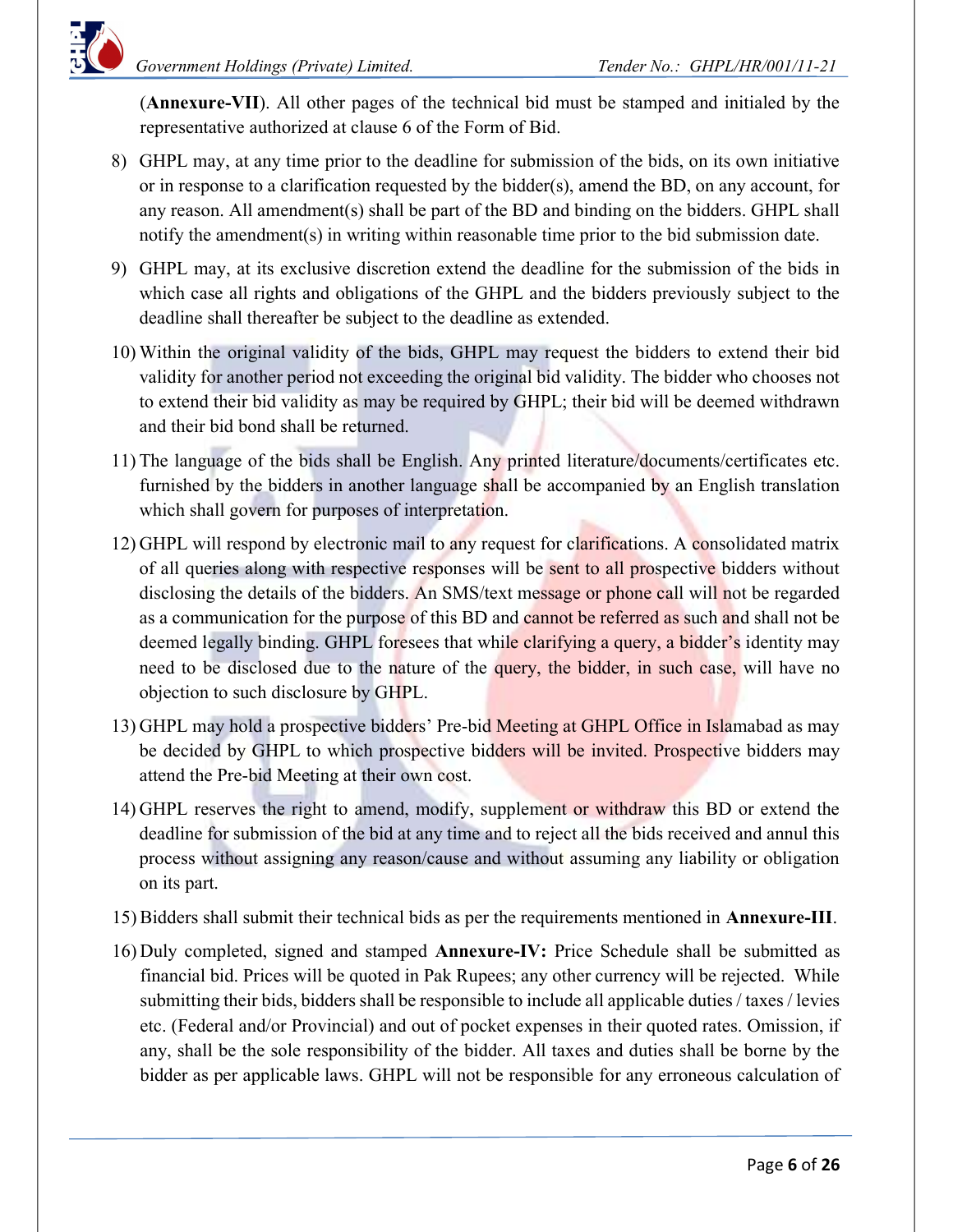(**Annexure-VII**). All other pages of the technical bid must be stamped and initialed by the representative authorized at clause 6 of the Form of Bid.

8) GHPL may, at any time prior to the deadline for submission of the bids, on its own initiative or in response to a clarification requested by the bidder(s), amend the BD, on any account, for any reason. All amendment(s) shall be part of the BD and binding on the bidders. GHPL shall notify the amendment(s) in writing within reasonable time prior to the bid submission date.

9) GHPL may, at its exclusive discretion extend the deadline for the submission of the bids in which case all rights and obligations of the GHPL and the bidders previously subject to the deadline shall thereafter be subject to the deadline as extended.

10) Within the original validity of the bids, GHPL may request the bidders to extend their bid validity for another period not exceeding the original bid validity. The bidder who chooses not to extend their bid validity as may be required by GHPL; their bid will be deemed withdrawn and their bid bond shall be returned.

11) The language of the bids shall be English. Any printed literature/documents/certificates etc. furnished by the bidders in another language shall be accompanied by an English translation which shall govern for purposes of interpretation.

12) GHPL will respond by electronic mail to any request for clarifications. A consolidated matrix of all queries along with respective responses will be sent to all prospective bidders without disclosing the details of the bidders. An SMS/text message or phone call will not be regarded as a communication for the purpose of this BD and cannot be referred as such and shall not be deemed legally binding. GHPL foresees that while clarifying a query, a bidder's identity may need to be disclosed due to the nature of the query, the bidder, in such case, will have no objection to such disclosure by GHPL.

13) GHPL may hold a prospective bidders' Pre-bid Meeting at GHPL Office in Islamabad as may be decided by GHPL to which prospective bidders will be invited. Prospective bidders may attend the Pre-bid Meeting at their own cost.

14) GHPL reserves the right to amend, modify, supplement or withdraw this BD or extend the deadline for submission of the bid at any time and to reject all the bids received and annul this process without assigning any reason/cause and without assuming any liability or obligation on its part.

15) Bidders shall submit their technical bids as per the requirements mentioned in **Annexure-III**.

16) Duly completed, signed and stamped **Annexure-IV:** Price Schedule shall be submitted as financial bid. Prices will be quoted in Pak Rupees; any other currency will be rejected. While submitting their bids, bidders shall be responsible to include all applicable duties / taxes / levies etc. (Federal and/or Provincial) and out of pocket expenses in their quoted rates. Omission, if any, shall be the sole responsibility of the bidder. All taxes and duties shall be borne by the bidder as per applicable laws. GHPL will not be responsible for any erroneous calculation of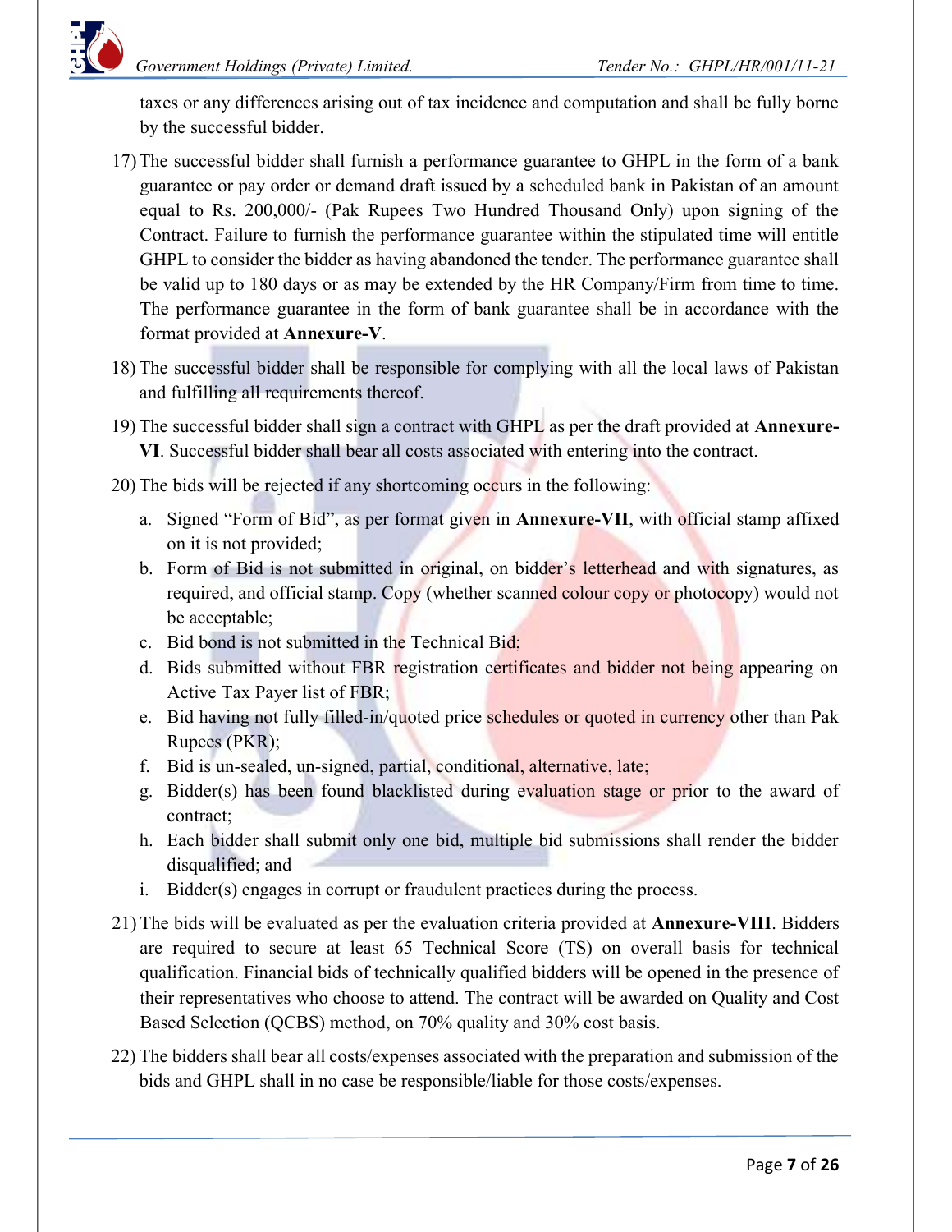taxes or any differences arising out of tax incidence and computation and shall be fully borne by the successful bidder.

17) The successful bidder shall furnish a performance guarantee to GHPL in the form of a bank guarantee or pay order or demand draft issued by a scheduled bank in Pakistan of an amount equal to Rs. 200,000/- (Pak Rupees Two Hundred Thousand Only) upon signing of the Contract. Failure to furnish the performance guarantee within the stipulated time will entitle GHPL to consider the bidder as having abandoned the tender. The performance guarantee shall be valid up to 180 days or as may be extended by the HR Company/Firm from time to time. The performance guarantee in the form of bank guarantee shall be in accordance with the format provided at **Annexure-V**.

18) The successful bidder shall be responsible for complying with all the local laws of Pakistan and fulfilling all requirements thereof.

19) The successful bidder shall sign a contract with GHPL as per the draft provided at **Annexure-VI**. Successful bidder shall bear all costs associated with entering into the contract.

20) The bids will be rejected if any shortcoming occurs in the following:
    a. Signed "Form of Bid", as per format given in **Annexure-VII**, with official stamp affixed on it is not provided;
    b. Form of Bid is not submitted in original, on bidder's letterhead and with signatures, as required, and official stamp. Copy (whether scanned colour copy or photocopy) would not be acceptable;
    c. Bid bond is not submitted in the Technical Bid;
    d. Bids submitted without FBR registration certificates and bidder not being appearing on Active Tax Payer list of FBR;
    e. Bid having not fully filled-in/quoted price schedules or quoted in currency other than Pak Rupees (PKR);
    f. Bid is un-sealed, un-signed, partial, conditional, alternative, late;
    g. Bidder(s) has been found blacklisted during evaluation stage or prior to the award of contract;
    h. Each bidder shall submit only one bid, multiple bid submissions shall render the bidder disqualified; and
    i. Bidder(s) engages in corrupt or fraudulent practices during the process.

21) The bids will be evaluated as per the evaluation criteria provided at **Annexure-VIII**. Bidders are required to secure at least 65 Technical Score (TS) on overall basis for technical qualification. Financial bids of technically qualified bidders will be opened in the presence of their representatives who choose to attend. The contract will be awarded on Quality and Cost Based Selection (QCBS) method, on 70% quality and 30% cost basis.

22) The bidders shall bear all costs/expenses associated with the preparation and submission of the bids and GHPL shall in no case be responsible/liable for those costs/expenses.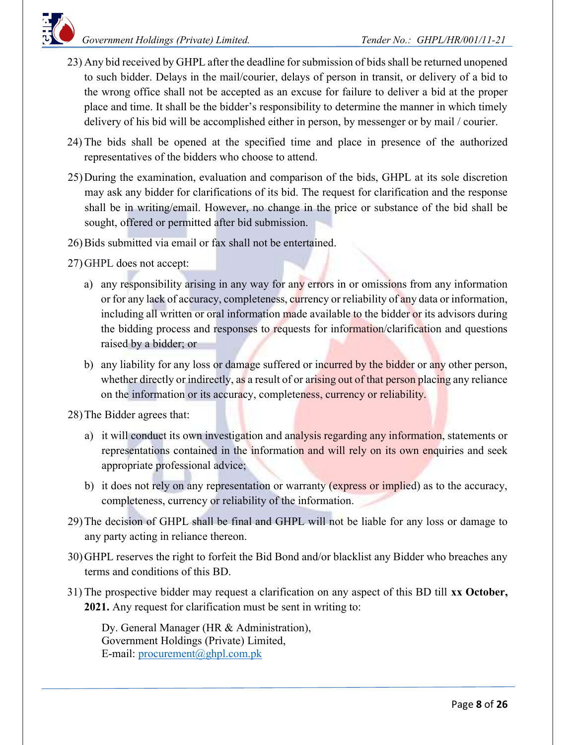23) Any bid received by GHPL after the deadline for submission of bids shall be returned unopened to such bidder. Delays in the mail/courier, delays of person in transit, or delivery of a bid to the wrong office shall not be accepted as an excuse for failure to deliver a bid at the proper place and time. It shall be the bidder's responsibility to determine the manner in which timely delivery of his bid will be accomplished either in person, by messenger or by mail / courier.

24) The bids shall be opened at the specified time and place in presence of the authorized representatives of the bidders who choose to attend.

25) During the examination, evaluation and comparison of the bids, GHPL at its sole discretion may ask any bidder for clarifications of its bid. The request for clarification and the response shall be in writing/email. However, no change in the price or substance of the bid shall be sought, offered or permitted after bid submission.

26) Bids submitted via email or fax shall not be entertained.

27) GHPL does not accept:

   a) any responsibility arising in any way for any errors in or omissions from any information or for any lack of accuracy, completeness, currency or reliability of any data or information, including all written or oral information made available to the bidder or its advisors during the bidding process and responses to requests for information/clarification and questions raised by a bidder; or

   b) any liability for any loss or damage suffered or incurred by the bidder or any other person, whether directly or indirectly, as a result of or arising out of that person placing any reliance on the information or its accuracy, completeness, currency or reliability.

28) The Bidder agrees that:

   a) it will conduct its own investigation and analysis regarding any information, statements or representations contained in the information and will rely on its own enquiries and seek appropriate professional advice;

   b) it does not rely on any representation or warranty (express or implied) as to the accuracy, completeness, currency or reliability of the information.

29) The decision of GHPL shall be final and GHPL will not be liable for any loss or damage to any party acting in reliance thereon.

30) GHPL reserves the right to forfeit the Bid Bond and/or blacklist any Bidder who breaches any terms and conditions of this BD.

31) The prospective bidder may request a clarification on any aspect of this BD till **xx October, 2021.** Any request for clarification must be sent in writing to:

   Dy. General Manager (HR & Administration),
   Government Holdings (Private) Limited,
   E-mail: procurement@ghpl.com.pk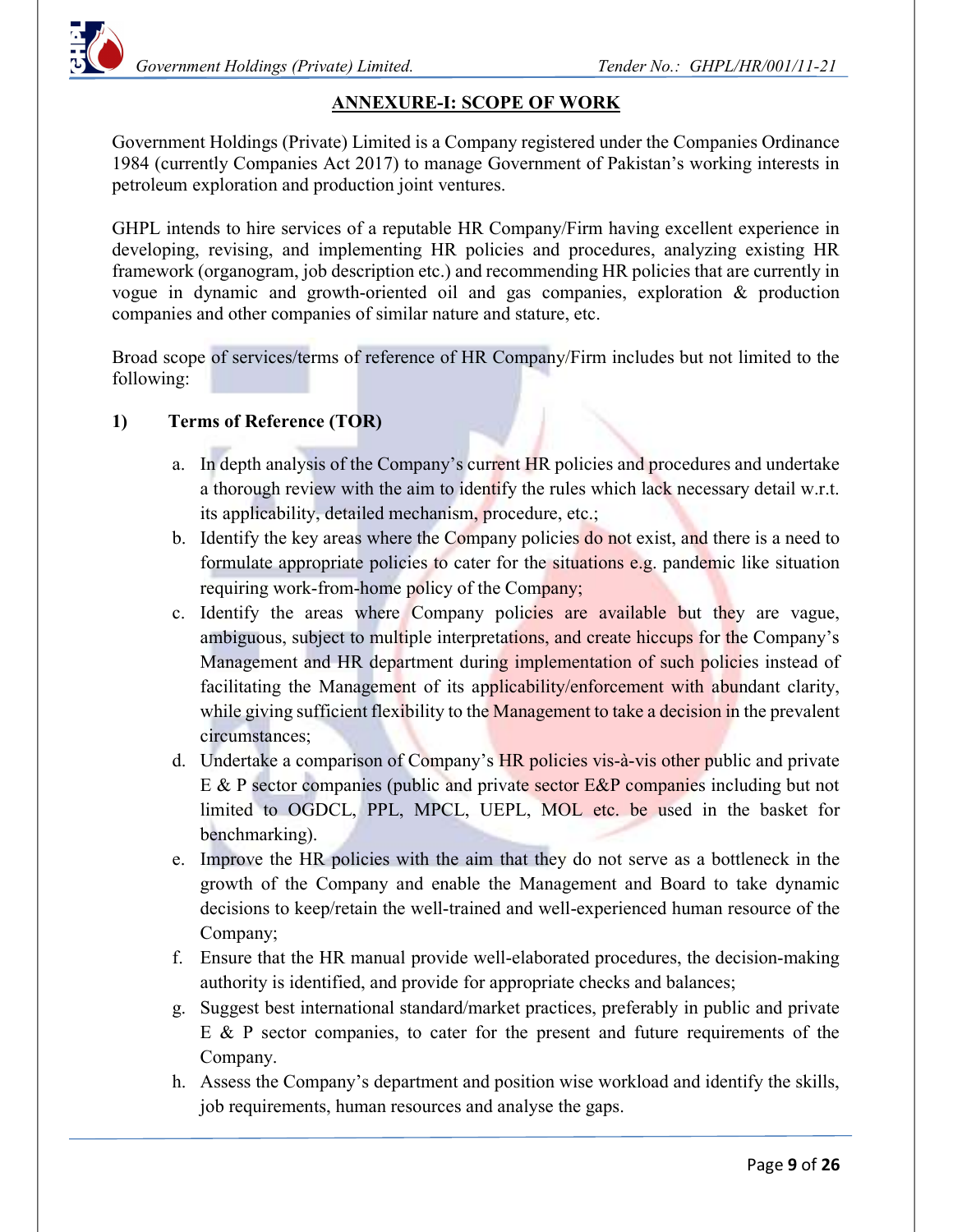## ANNEXURE-I: SCOPE OF WORK

Government Holdings (Private) Limited is a Company registered under the Companies Ordinance 1984 (currently Companies Act 2017) to manage Government of Pakistan's working interests in petroleum exploration and production joint ventures.

GHPL intends to hire services of a reputable HR Company/Firm having excellent experience in developing, revising, and implementing HR policies and procedures, analyzing existing HR framework (organogram, job description etc.) and recommending HR policies that are currently in vogue in dynamic and growth-oriented oil and gas companies, exploration & production companies and other companies of similar nature and stature, etc.

Broad scope of services/terms of reference of HR Company/Firm includes but not limited to the following:

### 1) Terms of Reference (TOR)

a. In depth analysis of the Company's current HR policies and procedures and undertake a thorough review with the aim to identify the rules which lack necessary detail w.r.t. its applicability, detailed mechanism, procedure, etc.;

b. Identify the key areas where the Company policies do not exist, and there is a need to formulate appropriate policies to cater for the situations e.g. pandemic like situation requiring work-from-home policy of the Company;

c. Identify the areas where Company policies are available but they are vague, ambiguous, subject to multiple interpretations, and create hiccups for the Company's Management and HR department during implementation of such policies instead of facilitating the Management of its applicability/enforcement with abundant clarity, while giving sufficient flexibility to the Management to take a decision in the prevalent circumstances;

d. Undertake a comparison of Company's HR policies vis-à-vis other public and private E & P sector companies (public and private sector E&P companies including but not limited to OGDCL, PPL, MPCL, UEPL, MOL etc. be used in the basket for benchmarking).

e. Improve the HR policies with the aim that they do not serve as a bottleneck in the growth of the Company and enable the Management and Board to take dynamic decisions to keep/retain the well-trained and well-experienced human resource of the Company;

f. Ensure that the HR manual provide well-elaborated procedures, the decision-making authority is identified, and provide for appropriate checks and balances;

g. Suggest best international standard/market practices, preferably in public and private E & P sector companies, to cater for the present and future requirements of the Company.

h. Assess the Company's department and position wise workload and identify the skills, job requirements, human resources and analyse the gaps.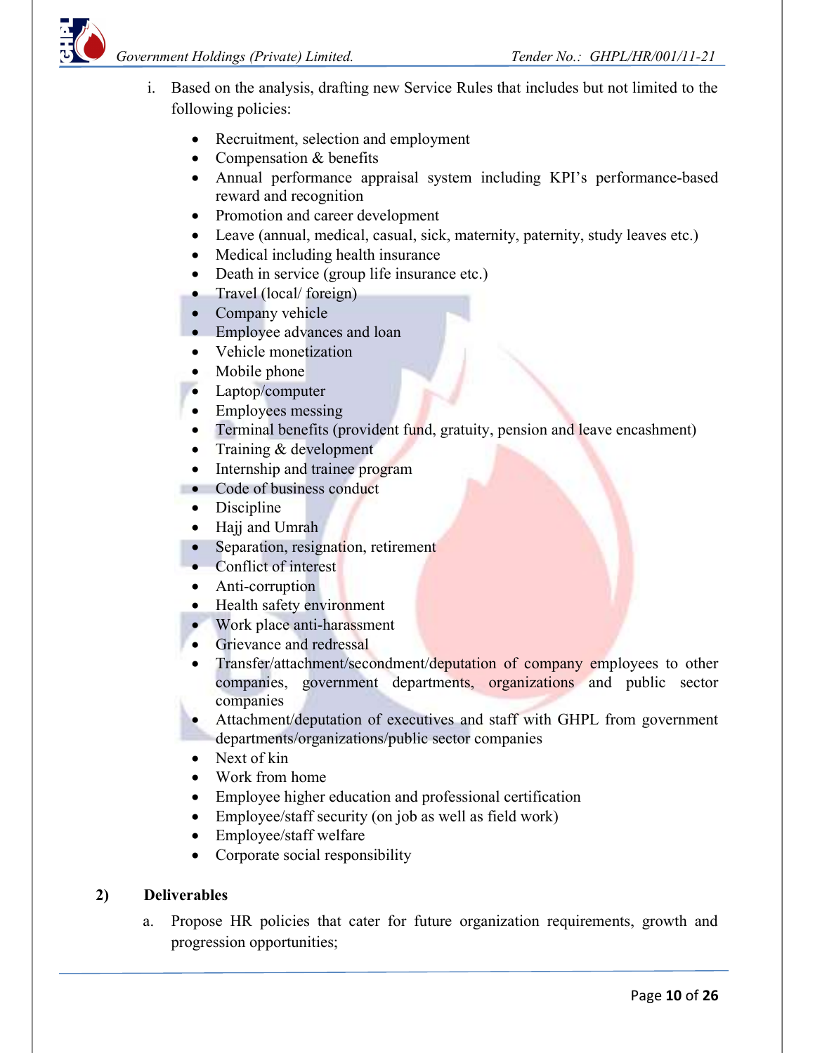i. Based on the analysis, drafting new Service Rules that includes but not limited to the following policies:

- Recruitment, selection and employment
- Compensation & benefits
- Annual performance appraisal system including KPI's performance-based reward and recognition
- Promotion and career development
- Leave (annual, medical, casual, sick, maternity, paternity, study leaves etc.)
- Medical including health insurance
- Death in service (group life insurance etc.)
- Travel (local/ foreign)
- Company vehicle
- Employee advances and loan
- Vehicle monetization
- Mobile phone
- Laptop/computer
- Employees messing
- Terminal benefits (provident fund, gratuity, pension and leave encashment)
- Training & development
- Internship and trainee program
- Code of business conduct
- Discipline
- Hajj and Umrah
- Separation, resignation, retirement
- Conflict of interest
- Anti-corruption
- Health safety environment
- Work place anti-harassment
- Grievance and redressal
- Transfer/attachment/secondment/deputation of company employees to other companies, government departments, organizations and public sector companies
- Attachment/deputation of executives and staff with GHPL from government departments/organizations/public sector companies
- Next of kin
- Work from home
- Employee higher education and professional certification
- Employee/staff security (on job as well as field work)
- Employee/staff welfare
- Corporate social responsibility

## 2) Deliverables

a. Propose HR policies that cater for future organization requirements, growth and progression opportunities;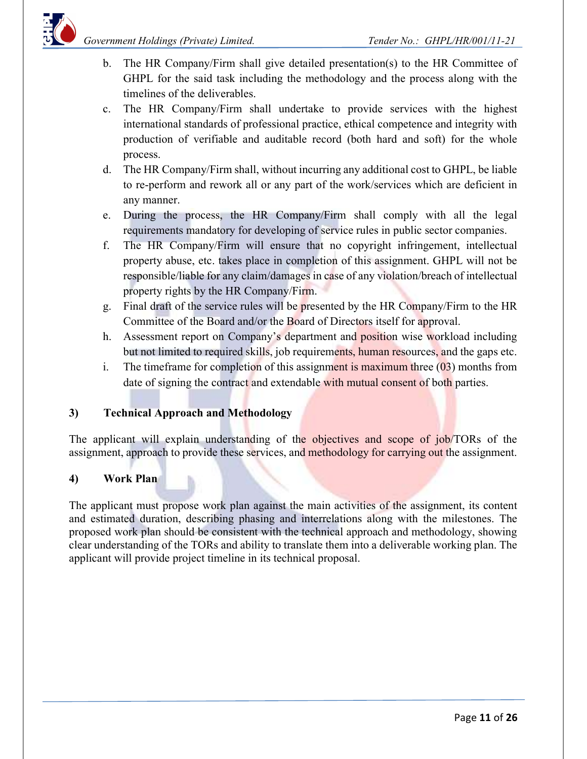b. The HR Company/Firm shall give detailed presentation(s) to the HR Committee of GHPL for the said task including the methodology and the process along with the timelines of the deliverables.
c. The HR Company/Firm shall undertake to provide services with the highest international standards of professional practice, ethical competence and integrity with production of verifiable and auditable record (both hard and soft) for the whole process.
d. The HR Company/Firm shall, without incurring any additional cost to GHPL, be liable to re-perform and rework all or any part of the work/services which are deficient in any manner.
e. During the process, the HR Company/Firm shall comply with all the legal requirements mandatory for developing of service rules in public sector companies.
f. The HR Company/Firm will ensure that no copyright infringement, intellectual property abuse, etc. takes place in completion of this assignment. GHPL will not be responsible/liable for any claim/damages in case of any violation/breach of intellectual property rights by the HR Company/Firm.
g. Final draft of the service rules will be presented by the HR Company/Firm to the HR Committee of the Board and/or the Board of Directors itself for approval.
h. Assessment report on Company's department and position wise workload including but not limited to required skills, job requirements, human resources, and the gaps etc.
i. The timeframe for completion of this assignment is maximum three (03) months from date of signing the contract and extendable with mutual consent of both parties.

### 3) Technical Approach and Methodology

The applicant will explain understanding of the objectives and scope of job/TORs of the assignment, approach to provide these services, and methodology for carrying out the assignment.

### 4) Work Plan

The applicant must propose work plan against the main activities of the assignment, its content and estimated duration, describing phasing and interrelations along with the milestones. The proposed work plan should be consistent with the technical approach and methodology, showing clear understanding of the TORs and ability to translate them into a deliverable working plan. The applicant will provide project timeline in its technical proposal.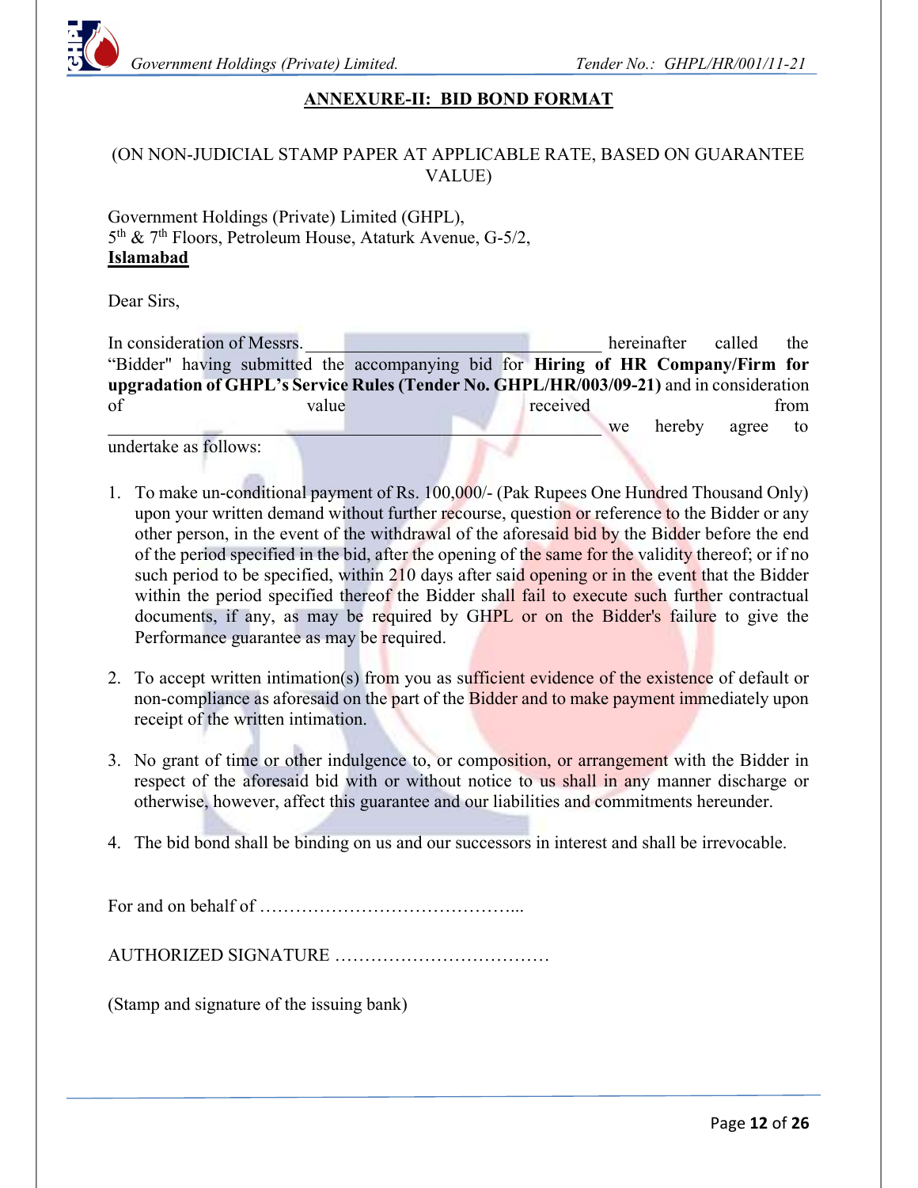## ANNEXURE-II: BID BOND FORMAT

(ON NON-JUDICIAL STAMP PAPER AT APPLICABLE RATE, BASED ON GUARANTEE VALUE)

Government Holdings (Private) Limited (GHPL),
5th & 7th Floors, Petroleum House, Ataturk Avenue, G-5/2,
**Islamabad**

Dear Sirs,

In consideration of Messrs. ________________________________ hereinafter called the "Bidder" having submitted the accompanying bid for **Hiring of HR Company/Firm for upgradation of GHPL's Service Rules (Tender No. GHPL/HR/003/09-21)** and in consideration of value received from ________________________________________________ we hereby agree to undertake as follows:

1. To make un-conditional payment of Rs. 100,000/- (Pak Rupees One Hundred Thousand Only) upon your written demand without further recourse, question or reference to the Bidder or any other person, in the event of the withdrawal of the aforesaid bid by the Bidder before the end of the period specified in the bid, after the opening of the same for the validity thereof; or if no such period to be specified, within 210 days after said opening or in the event that the Bidder within the period specified thereof the Bidder shall fail to execute such further contractual documents, if any, as may be required by GHPL or on the Bidder's failure to give the Performance guarantee as may be required.

2. To accept written intimation(s) from you as sufficient evidence of the existence of default or non-compliance as aforesaid on the part of the Bidder and to make payment immediately upon receipt of the written intimation.

3. No grant of time or other indulgence to, or composition, or arrangement with the Bidder in respect of the aforesaid bid with or without notice to us shall in any manner discharge or otherwise, however, affect this guarantee and our liabilities and commitments hereunder.

4. The bid bond shall be binding on us and our successors in interest and shall be irrevocable.

For and on behalf of ……………………………………...

AUTHORIZED SIGNATURE ………………………………

(Stamp and signature of the issuing bank)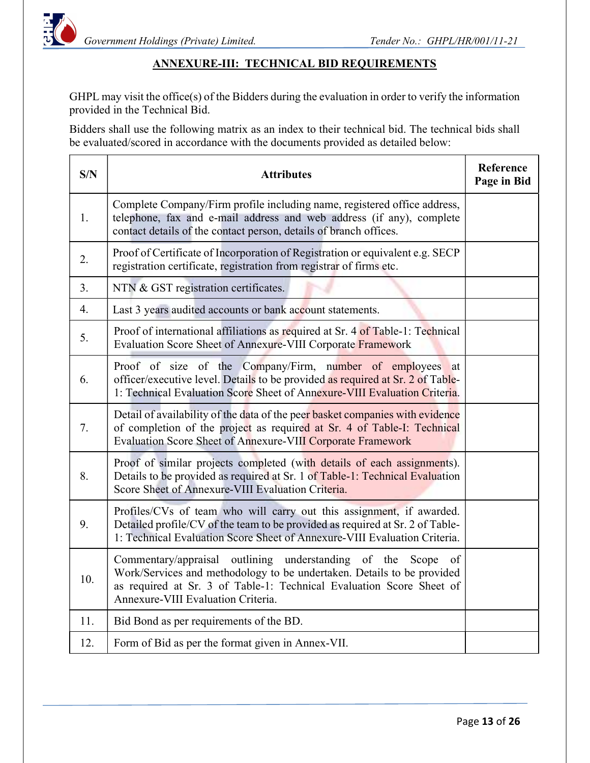## ANNEXURE-III: TECHNICAL BID REQUIREMENTS

GHPL may visit the office(s) of the Bidders during the evaluation in order to verify the information provided in the Technical Bid.

Bidders shall use the following matrix as an index to their technical bid. The technical bids shall be evaluated/scored in accordance with the documents provided as detailed below:

| S/N | Attributes | Reference Page in Bid |
|---|---|---|
| 1. | Complete Company/Firm profile including name, registered office address, telephone, fax and e-mail address and web address (if any), complete contact details of the contact person, details of branch offices. | |
| 2. | Proof of Certificate of Incorporation of Registration or equivalent e.g. SECP registration certificate, registration from registrar of firms etc. | |
| 3. | NTN & GST registration certificates. | |
| 4. | Last 3 years audited accounts or bank account statements. | |
| 5. | Proof of international affiliations as required at Sr. 4 of Table-1: Technical Evaluation Score Sheet of Annexure-VIII Corporate Framework | |
| 6. | Proof of size of the Company/Firm, number of employees at officer/executive level. Details to be provided as required at Sr. 2 of Table-1: Technical Evaluation Score Sheet of Annexure-VIII Evaluation Criteria. | |
| 7. | Detail of availability of the data of the peer basket companies with evidence of completion of the project as required at Sr. 4 of Table-I: Technical Evaluation Score Sheet of Annexure-VIII Corporate Framework | |
| 8. | Proof of similar projects completed (with details of each assignments). Details to be provided as required at Sr. 1 of Table-1: Technical Evaluation Score Sheet of Annexure-VIII Evaluation Criteria. | |
| 9. | Profiles/CVs of team who will carry out this assignment, if awarded. Detailed profile/CV of the team to be provided as required at Sr. 2 of Table-1: Technical Evaluation Score Sheet of Annexure-VIII Evaluation Criteria. | |
| 10. | Commentary/appraisal outlining understanding of the Scope of Work/Services and methodology to be undertaken. Details to be provided as required at Sr. 3 of Table-1: Technical Evaluation Score Sheet of Annexure-VIII Evaluation Criteria. | |
| 11. | Bid Bond as per requirements of the BD. | |
| 12. | Form of Bid as per the format given in Annex-VII. | |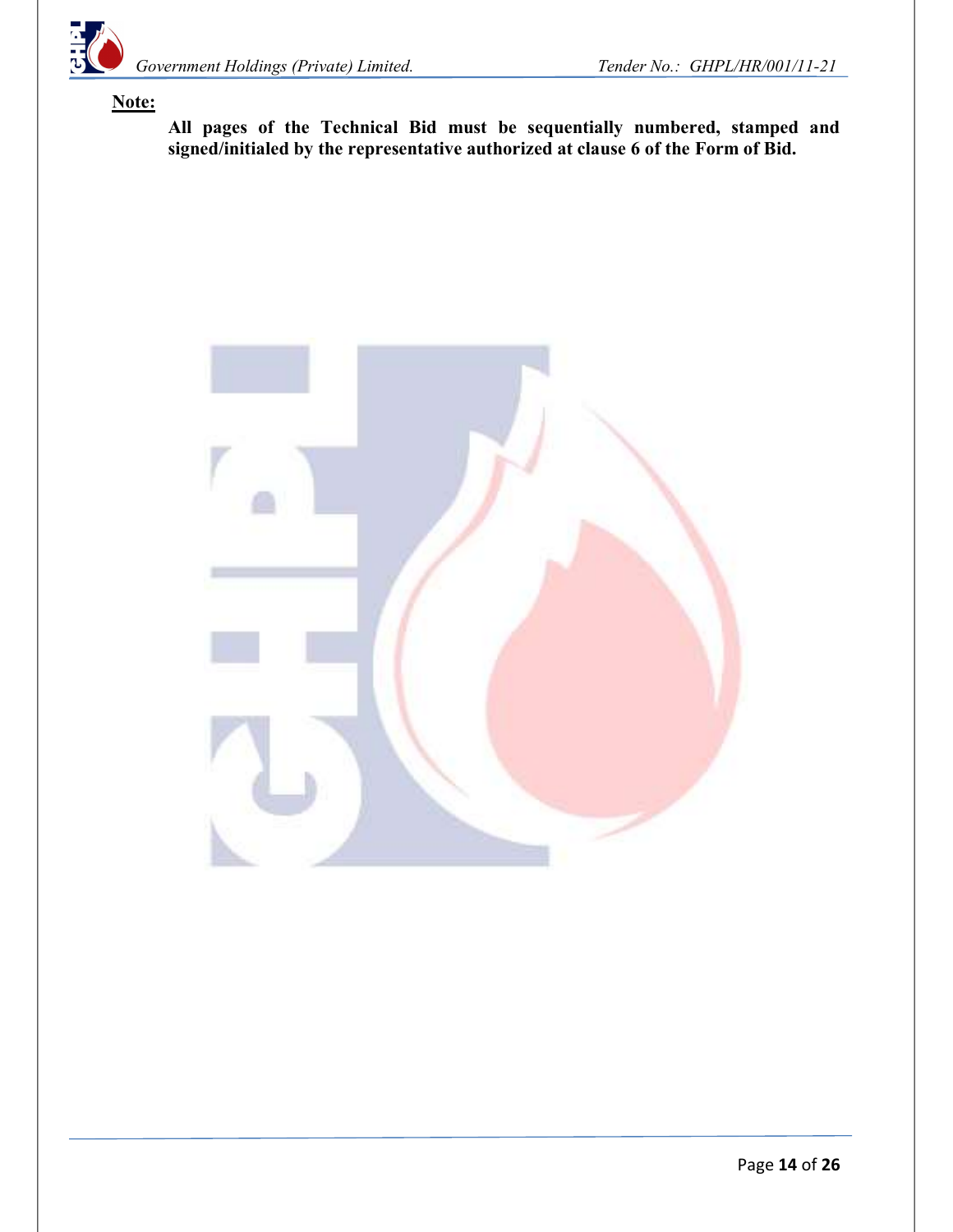**<u>Note:</u>**

**All pages of the Technical Bid must be sequentially numbered, stamped and signed/initialed by the representative authorized at clause 6 of the Form of Bid.**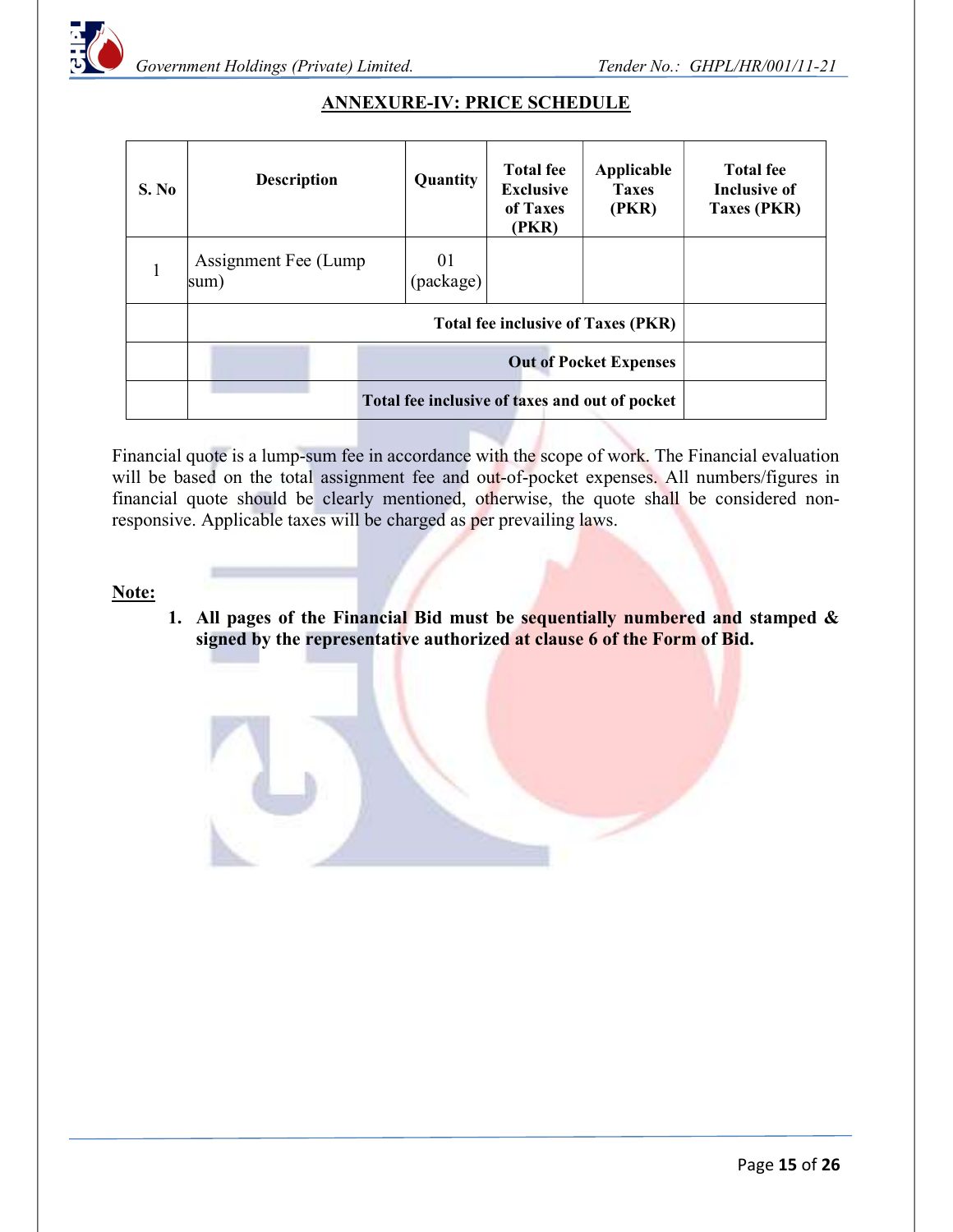## ANNEXURE-IV: PRICE SCHEDULE

| S. No | Description | Quantity | Total fee Exclusive of Taxes (PKR) | Applicable Taxes (PKR) | Total fee Inclusive of Taxes (PKR) |
|---|---|---|---|---|---|
| 1 | Assignment Fee (Lump sum) | 01 (package) | | | |
| | **Total fee inclusive of Taxes (PKR)** | | | | |
| | **Out of Pocket Expenses** | | | | |
| | **Total fee inclusive of taxes and out of pocket** | | | | |

Financial quote is a lump-sum fee in accordance with the scope of work. The Financial evaluation will be based on the total assignment fee and out-of-pocket expenses. All numbers/figures in financial quote should be clearly mentioned, otherwise, the quote shall be considered non-responsive. Applicable taxes will be charged as per prevailing laws.

**Note:**

1. **All pages of the Financial Bid must be sequentially numbered and stamped & signed by the representative authorized at clause 6 of the Form of Bid.**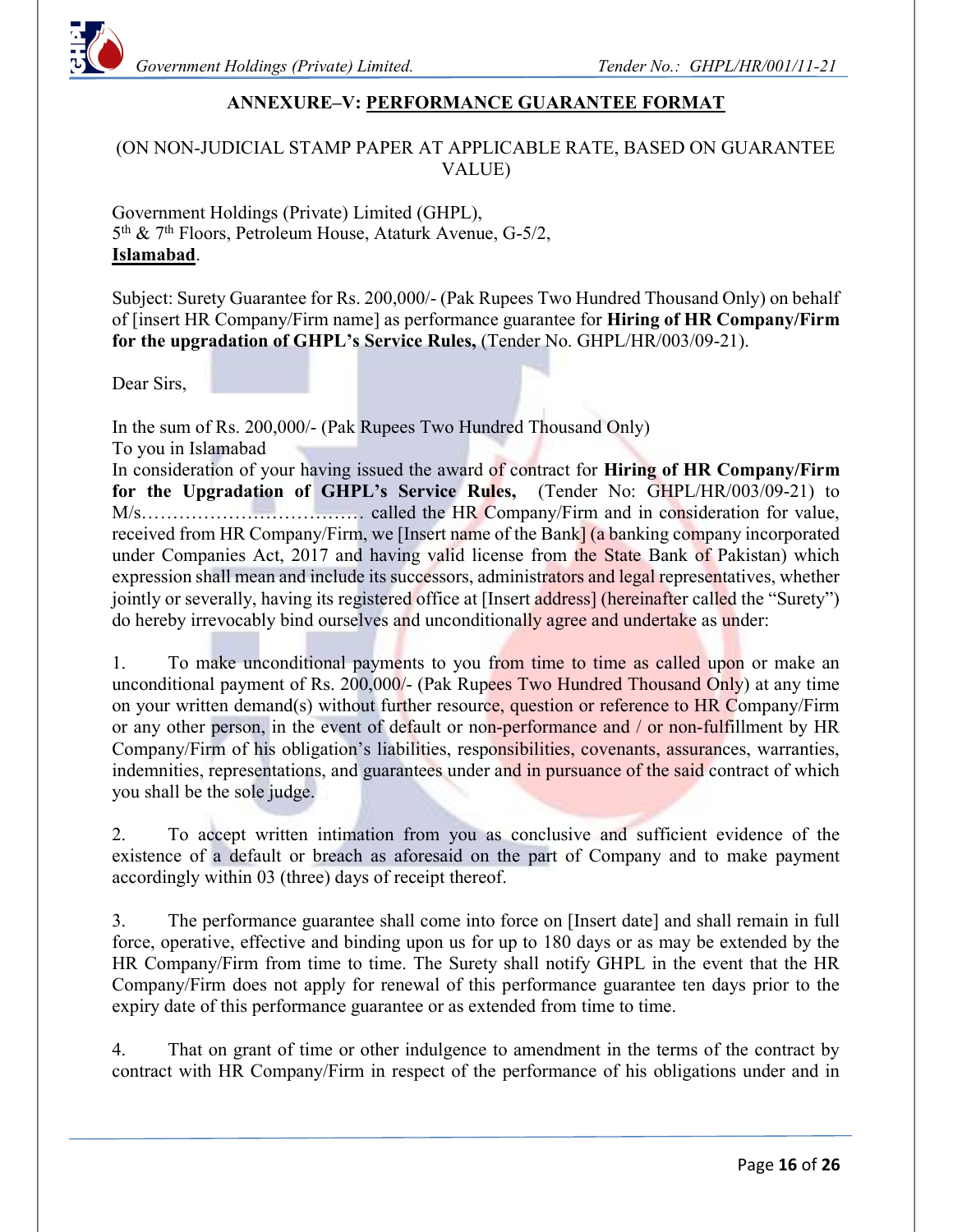## ANNEXURE–V: <u>PERFORMANCE GUARANTEE FORMAT</u>

(ON NON-JUDICIAL STAMP PAPER AT APPLICABLE RATE, BASED ON GUARANTEE VALUE)

Government Holdings (Private) Limited (GHPL),
5th & 7th Floors, Petroleum House, Ataturk Avenue, G-5/2,
**<u>Islamabad</u>**.

Subject: Surety Guarantee for Rs. 200,000/- (Pak Rupees Two Hundred Thousand Only) on behalf of [insert HR Company/Firm name] as performance guarantee for **Hiring of HR Company/Firm for the upgradation of GHPL's Service Rules,** (Tender No. GHPL/HR/003/09-21).

Dear Sirs,

In the sum of Rs. 200,000/- (Pak Rupees Two Hundred Thousand Only)
To you in Islamabad
In consideration of your having issued the award of contract for **Hiring of HR Company/Firm for the Upgradation of GHPL's Service Rules,** (Tender No: GHPL/HR/003/09-21) to M/s……………………………… called the HR Company/Firm and in consideration for value, received from HR Company/Firm, we [Insert name of the Bank] (a banking company incorporated under Companies Act, 2017 and having valid license from the State Bank of Pakistan) which expression shall mean and include its successors, administrators and legal representatives, whether jointly or severally, having its registered office at [Insert address] (hereinafter called the "Surety") do hereby irrevocably bind ourselves and unconditionally agree and undertake as under:

1. To make unconditional payments to you from time to time as called upon or make an unconditional payment of Rs. 200,000/- (Pak Rupees Two Hundred Thousand Only) at any time on your written demand(s) without further resource, question or reference to HR Company/Firm or any other person, in the event of default or non-performance and / or non-fulfillment by HR Company/Firm of his obligation's liabilities, responsibilities, covenants, assurances, warranties, indemnities, representations, and guarantees under and in pursuance of the said contract of which you shall be the sole judge.

2. To accept written intimation from you as conclusive and sufficient evidence of the existence of a default or breach as aforesaid on the part of Company and to make payment accordingly within 03 (three) days of receipt thereof.

3. The performance guarantee shall come into force on [Insert date] and shall remain in full force, operative, effective and binding upon us for up to 180 days or as may be extended by the HR Company/Firm from time to time. The Surety shall notify GHPL in the event that the HR Company/Firm does not apply for renewal of this performance guarantee ten days prior to the expiry date of this performance guarantee or as extended from time to time.

4. That on grant of time or other indulgence to amendment in the terms of the contract by contract with HR Company/Firm in respect of the performance of his obligations under and in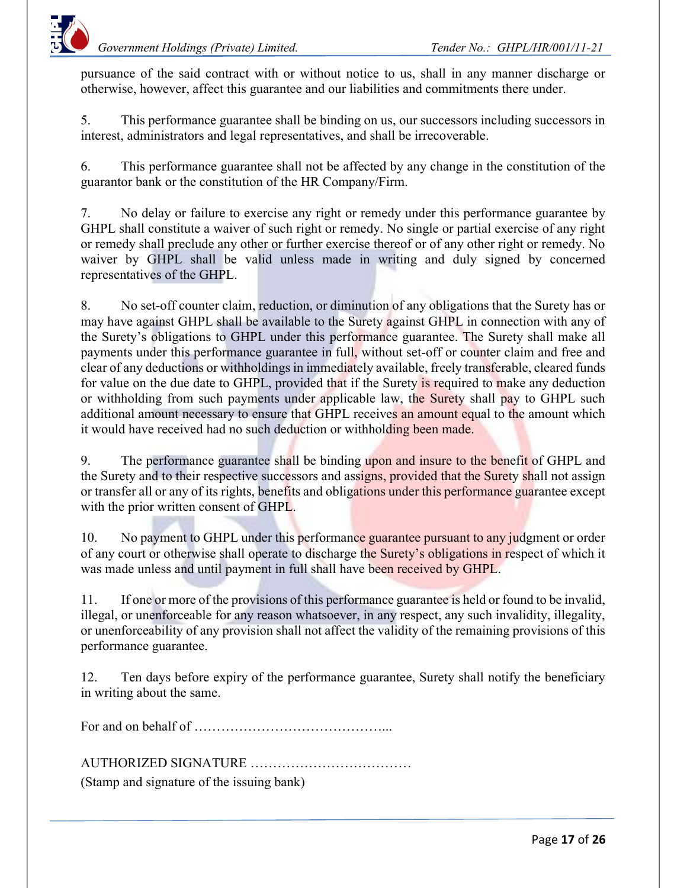pursuance of the said contract with or without notice to us, shall in any manner discharge or otherwise, however, affect this guarantee and our liabilities and commitments there under.

5. This performance guarantee shall be binding on us, our successors including successors in interest, administrators and legal representatives, and shall be irrecoverable.

6. This performance guarantee shall not be affected by any change in the constitution of the guarantor bank or the constitution of the HR Company/Firm.

7. No delay or failure to exercise any right or remedy under this performance guarantee by GHPL shall constitute a waiver of such right or remedy. No single or partial exercise of any right or remedy shall preclude any other or further exercise thereof or of any other right or remedy. No waiver by GHPL shall be valid unless made in writing and duly signed by concerned representatives of the GHPL.

8. No set-off counter claim, reduction, or diminution of any obligations that the Surety has or may have against GHPL shall be available to the Surety against GHPL in connection with any of the Surety's obligations to GHPL under this performance guarantee. The Surety shall make all payments under this performance guarantee in full, without set-off or counter claim and free and clear of any deductions or withholdings in immediately available, freely transferable, cleared funds for value on the due date to GHPL, provided that if the Surety is required to make any deduction or withholding from such payments under applicable law, the Surety shall pay to GHPL such additional amount necessary to ensure that GHPL receives an amount equal to the amount which it would have received had no such deduction or withholding been made.

9. The performance guarantee shall be binding upon and insure to the benefit of GHPL and the Surety and to their respective successors and assigns, provided that the Surety shall not assign or transfer all or any of its rights, benefits and obligations under this performance guarantee except with the prior written consent of GHPL.

10. No payment to GHPL under this performance guarantee pursuant to any judgment or order of any court or otherwise shall operate to discharge the Surety's obligations in respect of which it was made unless and until payment in full shall have been received by GHPL.

11. If one or more of the provisions of this performance guarantee is held or found to be invalid, illegal, or unenforceable for any reason whatsoever, in any respect, any such invalidity, illegality, or unenforceability of any provision shall not affect the validity of the remaining provisions of this performance guarantee.

12. Ten days before expiry of the performance guarantee, Surety shall notify the beneficiary in writing about the same.

For and on behalf of ……………………………………...

AUTHORIZED SIGNATURE ………………………………
(Stamp and signature of the issuing bank)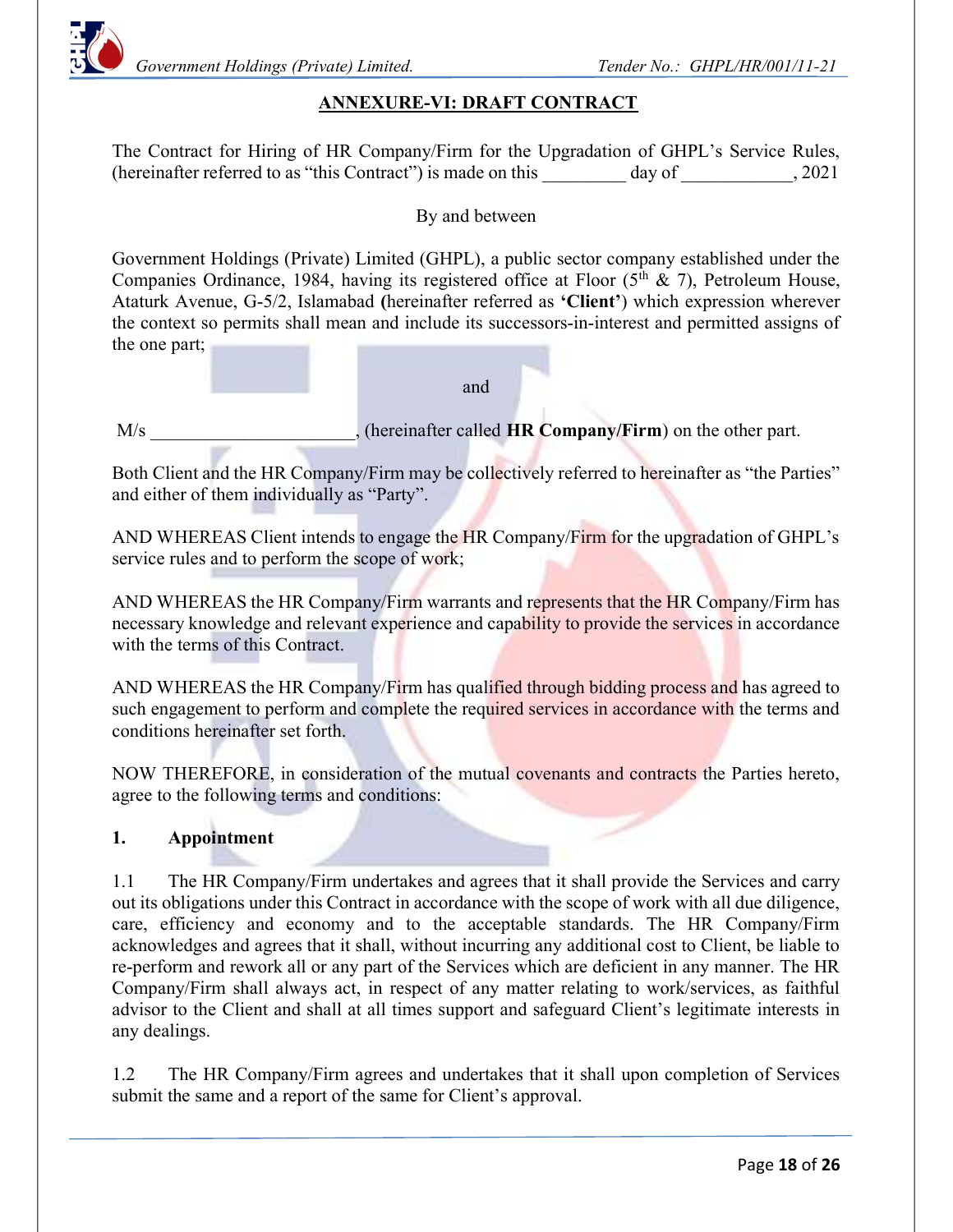## ANNEXURE-VI: DRAFT CONTRACT

The Contract for Hiring of HR Company/Firm for the Upgradation of GHPL's Service Rules, (hereinafter referred to as "this Contract") is made on this _________ day of ____________, 2021

By and between

Government Holdings (Private) Limited (GHPL), a public sector company established under the Companies Ordinance, 1984, having its registered office at Floor (5th & 7), Petroleum House, Ataturk Avenue, G-5/2, Islamabad (hereinafter referred as **'Client'**) which expression wherever the context so permits shall mean and include its successors-in-interest and permitted assigns of the one part;

and

M/s ______________________, (hereinafter called **HR Company/Firm**) on the other part.

Both Client and the HR Company/Firm may be collectively referred to hereinafter as "the Parties" and either of them individually as "Party".

AND WHEREAS Client intends to engage the HR Company/Firm for the upgradation of GHPL's service rules and to perform the scope of work;

AND WHEREAS the HR Company/Firm warrants and represents that the HR Company/Firm has necessary knowledge and relevant experience and capability to provide the services in accordance with the terms of this Contract.

AND WHEREAS the HR Company/Firm has qualified through bidding process and has agreed to such engagement to perform and complete the required services in accordance with the terms and conditions hereinafter set forth.

NOW THEREFORE, in consideration of the mutual covenants and contracts the Parties hereto, agree to the following terms and conditions:

### 1. Appointment

1.1 The HR Company/Firm undertakes and agrees that it shall provide the Services and carry out its obligations under this Contract in accordance with the scope of work with all due diligence, care, efficiency and economy and to the acceptable standards. The HR Company/Firm acknowledges and agrees that it shall, without incurring any additional cost to Client, be liable to re-perform and rework all or any part of the Services which are deficient in any manner. The HR Company/Firm shall always act, in respect of any matter relating to work/services, as faithful advisor to the Client and shall at all times support and safeguard Client's legitimate interests in any dealings.

1.2 The HR Company/Firm agrees and undertakes that it shall upon completion of Services submit the same and a report of the same for Client's approval.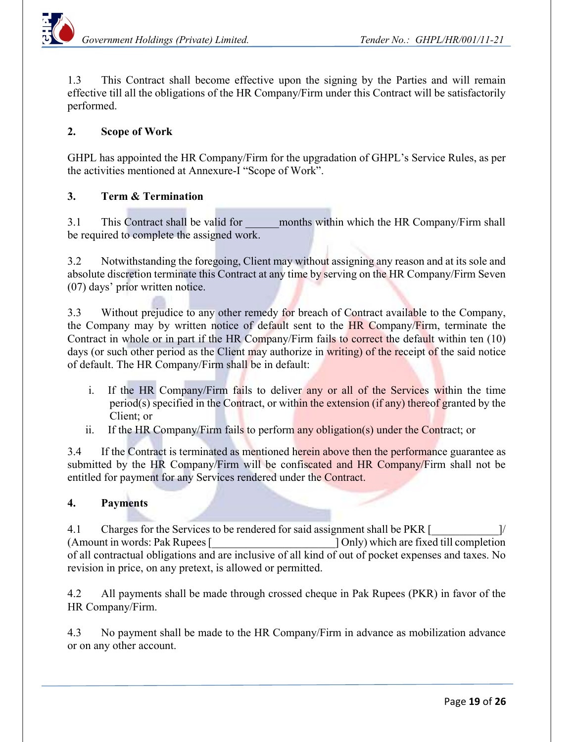1.3 This Contract shall become effective upon the signing by the Parties and will remain effective till all the obligations of the HR Company/Firm under this Contract will be satisfactorily performed.

**2. Scope of Work**

GHPL has appointed the HR Company/Firm for the upgradation of GHPL's Service Rules, as per the activities mentioned at Annexure-I "Scope of Work".

**3. Term & Termination**

3.1 This Contract shall be valid for ______months within which the HR Company/Firm shall be required to complete the assigned work.

3.2 Notwithstanding the foregoing, Client may without assigning any reason and at its sole and absolute discretion terminate this Contract at any time by serving on the HR Company/Firm Seven (07) days' prior written notice.

3.3 Without prejudice to any other remedy for breach of Contract available to the Company, the Company may by written notice of default sent to the HR Company/Firm, terminate the Contract in whole or in part if the HR Company/Firm fails to correct the default within ten (10) days (or such other period as the Client may authorize in writing) of the receipt of the said notice of default. The HR Company/Firm shall be in default:

i. If the HR Company/Firm fails to deliver any or all of the Services within the time period(s) specified in the Contract, or within the extension (if any) thereof granted by the Client; or

ii. If the HR Company/Firm fails to perform any obligation(s) under the Contract; or

3.4 If the Contract is terminated as mentioned herein above then the performance guarantee as submitted by the HR Company/Firm will be confiscated and HR Company/Firm shall not be entitled for payment for any Services rendered under the Contract.

**4. Payments**

4.1 Charges for the Services to be rendered for said assignment shall be PKR [____________]/ (Amount in words: Pak Rupees [______________________] Only) which are fixed till completion of all contractual obligations and are inclusive of all kind of out of pocket expenses and taxes. No revision in price, on any pretext, is allowed or permitted.

4.2 All payments shall be made through crossed cheque in Pak Rupees (PKR) in favor of the HR Company/Firm.

4.3 No payment shall be made to the HR Company/Firm in advance as mobilization advance or on any other account.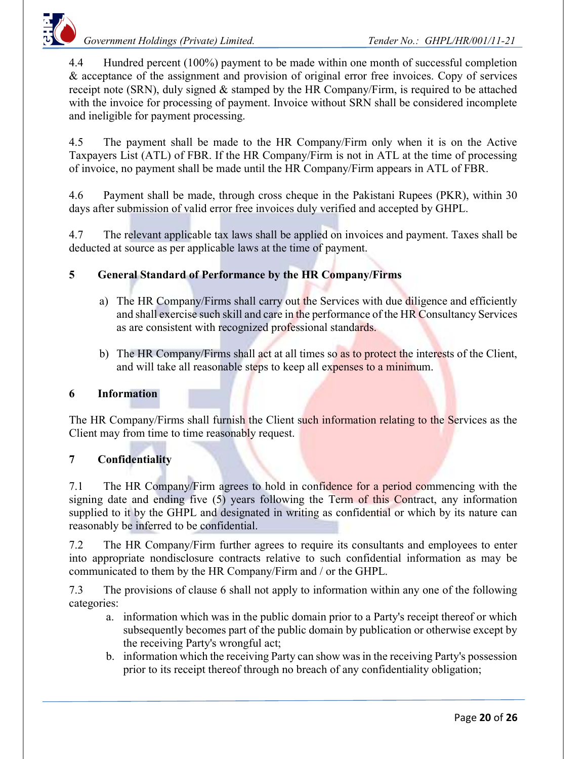4.4 Hundred percent (100%) payment to be made within one month of successful completion & acceptance of the assignment and provision of original error free invoices. Copy of services receipt note (SRN), duly signed & stamped by the HR Company/Firm, is required to be attached with the invoice for processing of payment. Invoice without SRN shall be considered incomplete and ineligible for payment processing.

4.5 The payment shall be made to the HR Company/Firm only when it is on the Active Taxpayers List (ATL) of FBR. If the HR Company/Firm is not in ATL at the time of processing of invoice, no payment shall be made until the HR Company/Firm appears in ATL of FBR.

4.6 Payment shall be made, through cross cheque in the Pakistani Rupees (PKR), within 30 days after submission of valid error free invoices duly verified and accepted by GHPL.

4.7 The relevant applicable tax laws shall be applied on invoices and payment. Taxes shall be deducted at source as per applicable laws at the time of payment.

## 5 General Standard of Performance by the HR Company/Firms

a) The HR Company/Firms shall carry out the Services with due diligence and efficiently and shall exercise such skill and care in the performance of the HR Consultancy Services as are consistent with recognized professional standards.

b) The HR Company/Firms shall act at all times so as to protect the interests of the Client, and will take all reasonable steps to keep all expenses to a minimum.

## 6 Information

The HR Company/Firms shall furnish the Client such information relating to the Services as the Client may from time to time reasonably request.

## 7 Confidentiality

7.1 The HR Company/Firm agrees to hold in confidence for a period commencing with the signing date and ending five (5) years following the Term of this Contract, any information supplied to it by the GHPL and designated in writing as confidential or which by its nature can reasonably be inferred to be confidential.

7.2 The HR Company/Firm further agrees to require its consultants and employees to enter into appropriate nondisclosure contracts relative to such confidential information as may be communicated to them by the HR Company/Firm and / or the GHPL.

7.3 The provisions of clause 6 shall not apply to information within any one of the following categories:

a. information which was in the public domain prior to a Party's receipt thereof or which subsequently becomes part of the public domain by publication or otherwise except by the receiving Party's wrongful act;
b. information which the receiving Party can show was in the receiving Party's possession prior to its receipt thereof through no breach of any confidentiality obligation;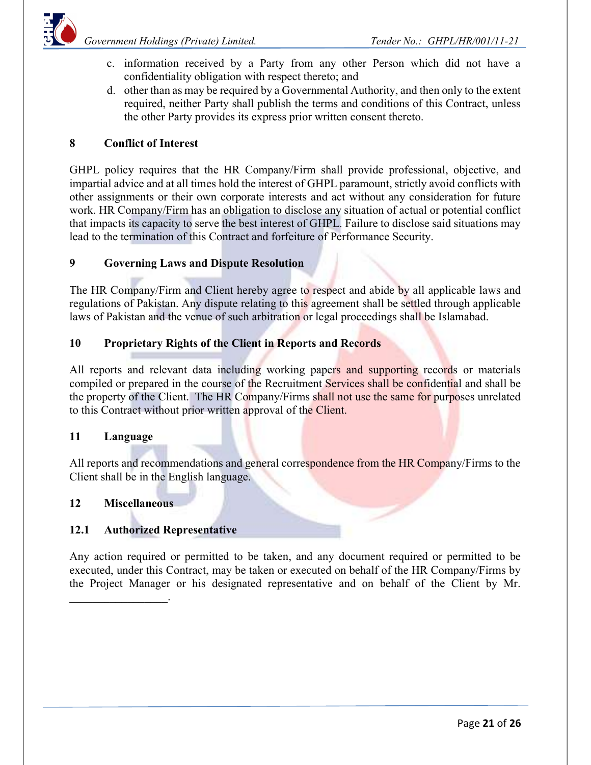c. information received by a Party from any other Person which did not have a confidentiality obligation with respect thereto; and
d. other than as may be required by a Governmental Authority, and then only to the extent required, neither Party shall publish the terms and conditions of this Contract, unless the other Party provides its express prior written consent thereto.

## 8 Conflict of Interest

GHPL policy requires that the HR Company/Firm shall provide professional, objective, and impartial advice and at all times hold the interest of GHPL paramount, strictly avoid conflicts with other assignments or their own corporate interests and act without any consideration for future work. HR Company/Firm has an obligation to disclose any situation of actual or potential conflict that impacts its capacity to serve the best interest of GHPL. Failure to disclose said situations may lead to the termination of this Contract and forfeiture of Performance Security.

## 9 Governing Laws and Dispute Resolution

The HR Company/Firm and Client hereby agree to respect and abide by all applicable laws and regulations of Pakistan. Any dispute relating to this agreement shall be settled through applicable laws of Pakistan and the venue of such arbitration or legal proceedings shall be Islamabad.

## 10 Proprietary Rights of the Client in Reports and Records

All reports and relevant data including working papers and supporting records or materials compiled or prepared in the course of the Recruitment Services shall be confidential and shall be the property of the Client. The HR Company/Firms shall not use the same for purposes unrelated to this Contract without prior written approval of the Client.

## 11 Language

All reports and recommendations and general correspondence from the HR Company/Firms to the Client shall be in the English language.

## 12 Miscellaneous

### 12.1 Authorized Representative

Any action required or permitted to be taken, and any document required or permitted to be executed, under this Contract, may be taken or executed on behalf of the HR Company/Firms by the Project Manager or his designated representative and on behalf of the Client by Mr. _________________.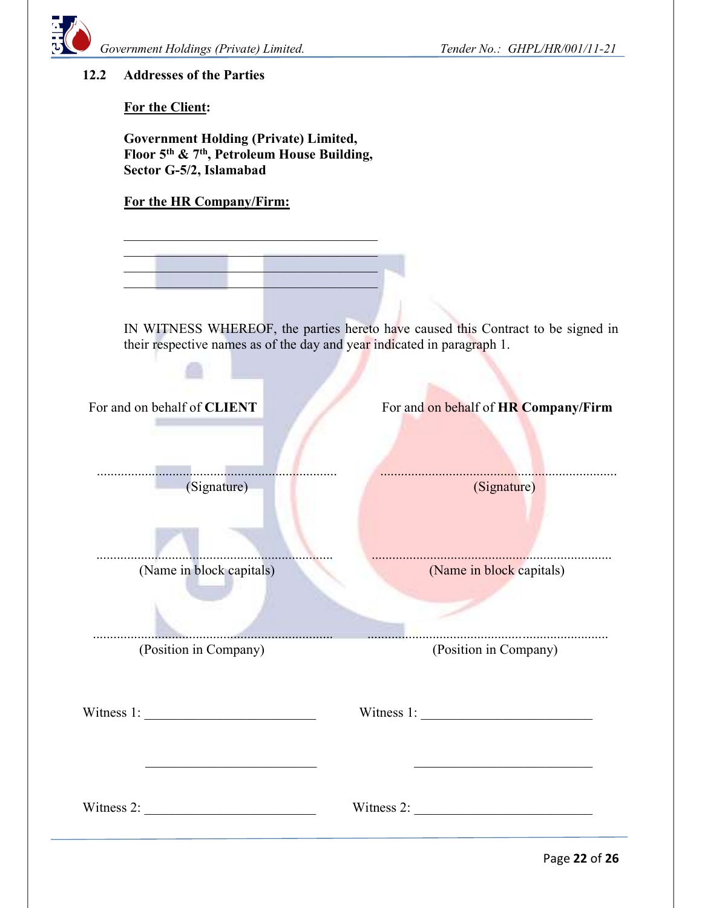### 12.2 Addresses of the Parties

**For the Client:**

**Government Holding (Private) Limited,**
**Floor 5th & 7th, Petroleum House Building,**
**Sector G-5/2, Islamabad**

**For the HR Company/Firm:**

\_\_\_\_\_\_\_\_\_\_\_\_\_\_\_\_\_\_\_\_\_\_\_\_\_\_\_\_\_\_\_\_\_\_\_\_\_\_\_\_
\_\_\_\_\_\_\_\_\_\_\_\_\_\_\_\_\_\_\_\_\_\_\_\_\_\_\_\_\_\_\_\_\_\_\_\_\_\_\_\_
\_\_\_\_\_\_\_\_\_\_\_\_\_\_\_\_\_\_\_\_\_\_\_\_\_\_\_\_\_\_\_\_\_\_\_\_\_\_\_\_
\_\_\_\_\_\_\_\_\_\_\_\_\_\_\_\_\_\_\_\_\_\_\_\_\_\_\_\_\_\_\_\_\_\_\_\_\_\_\_\_

IN WITNESS WHEREOF, the parties hereto have caused this Contract to be signed in their respective names as of the day and year indicated in paragraph 1.

| For and on behalf of **CLIENT** | For and on behalf of **HR Company/Firm** |
|---|---|
| .................................................................. | .................................................................. |
| (Signature) | (Signature) |
| .................................................................. | .................................................................. |
| (Name in block capitals) | (Name in block capitals) |
| .................................................................. | .................................................................. |
| (Position in Company) | (Position in Company) |

| | |
|---|---|
| Witness 1: \_\_\_\_\_\_\_\_\_\_\_\_\_\_\_\_\_\_\_\_\_\_\_\_\_\_ | Witness 1: \_\_\_\_\_\_\_\_\_\_\_\_\_\_\_\_\_\_\_\_\_\_\_\_\_\_ |
| \_\_\_\_\_\_\_\_\_\_\_\_\_\_\_\_\_\_\_\_\_\_\_\_\_\_ | \_\_\_\_\_\_\_\_\_\_\_\_\_\_\_\_\_\_\_\_\_\_\_\_\_\_ |
| Witness 2: \_\_\_\_\_\_\_\_\_\_\_\_\_\_\_\_\_\_\_\_\_\_\_\_\_\_ | Witness 2: \_\_\_\_\_\_\_\_\_\_\_\_\_\_\_\_\_\_\_\_\_\_\_\_\_\_ |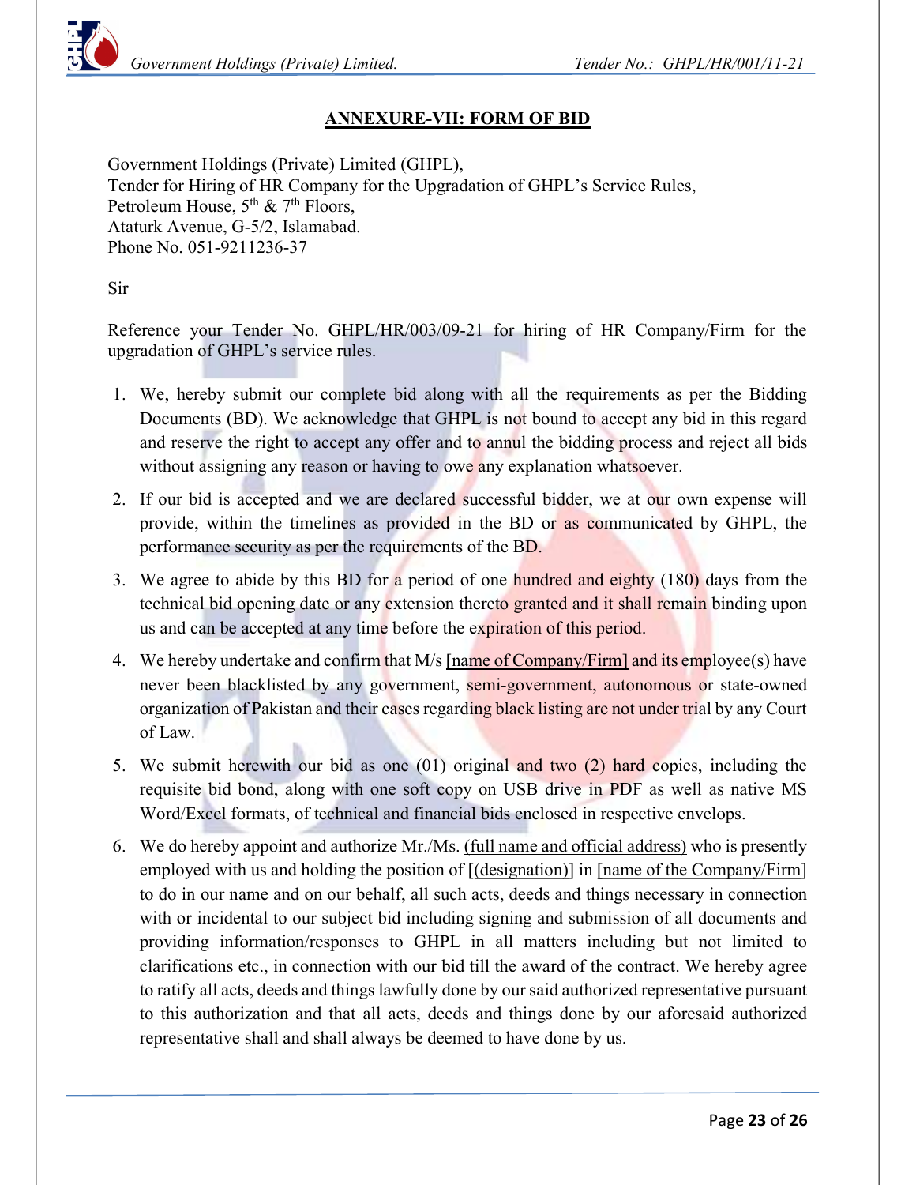## ANNEXURE-VII: FORM OF BID

Government Holdings (Private) Limited (GHPL),
Tender for Hiring of HR Company for the Upgradation of GHPL's Service Rules,
Petroleum House, 5th & 7th Floors,
Ataturk Avenue, G-5/2, Islamabad.
Phone No. 051-9211236-37

Sir

Reference your Tender No. GHPL/HR/003/09-21 for hiring of HR Company/Firm for the upgradation of GHPL's service rules.

1. We, hereby submit our complete bid along with all the requirements as per the Bidding Documents (BD). We acknowledge that GHPL is not bound to accept any bid in this regard and reserve the right to accept any offer and to annul the bidding process and reject all bids without assigning any reason or having to owe any explanation whatsoever.
2. If our bid is accepted and we are declared successful bidder, we at our own expense will provide, within the timelines as provided in the BD or as communicated by GHPL, the performance security as per the requirements of the BD.
3. We agree to abide by this BD for a period of one hundred and eighty (180) days from the technical bid opening date or any extension thereto granted and it shall remain binding upon us and can be accepted at any time before the expiration of this period.
4. We hereby undertake and confirm that M/s [name of Company/Firm] and its employee(s) have never been blacklisted by any government, semi-government, autonomous or state-owned organization of Pakistan and their cases regarding black listing are not under trial by any Court of Law.
5. We submit herewith our bid as one (01) original and two (2) hard copies, including the requisite bid bond, along with one soft copy on USB drive in PDF as well as native MS Word/Excel formats, of technical and financial bids enclosed in respective envelops.
6. We do hereby appoint and authorize Mr./Ms. (full name and official address) who is presently employed with us and holding the position of [(designation)] in [name of the Company/Firm] to do in our name and on our behalf, all such acts, deeds and things necessary in connection with or incidental to our subject bid including signing and submission of all documents and providing information/responses to GHPL in all matters including but not limited to clarifications etc., in connection with our bid till the award of the contract. We hereby agree to ratify all acts, deeds and things lawfully done by our said authorized representative pursuant to this authorization and that all acts, deeds and things done by our aforesaid authorized representative shall and shall always be deemed to have done by us.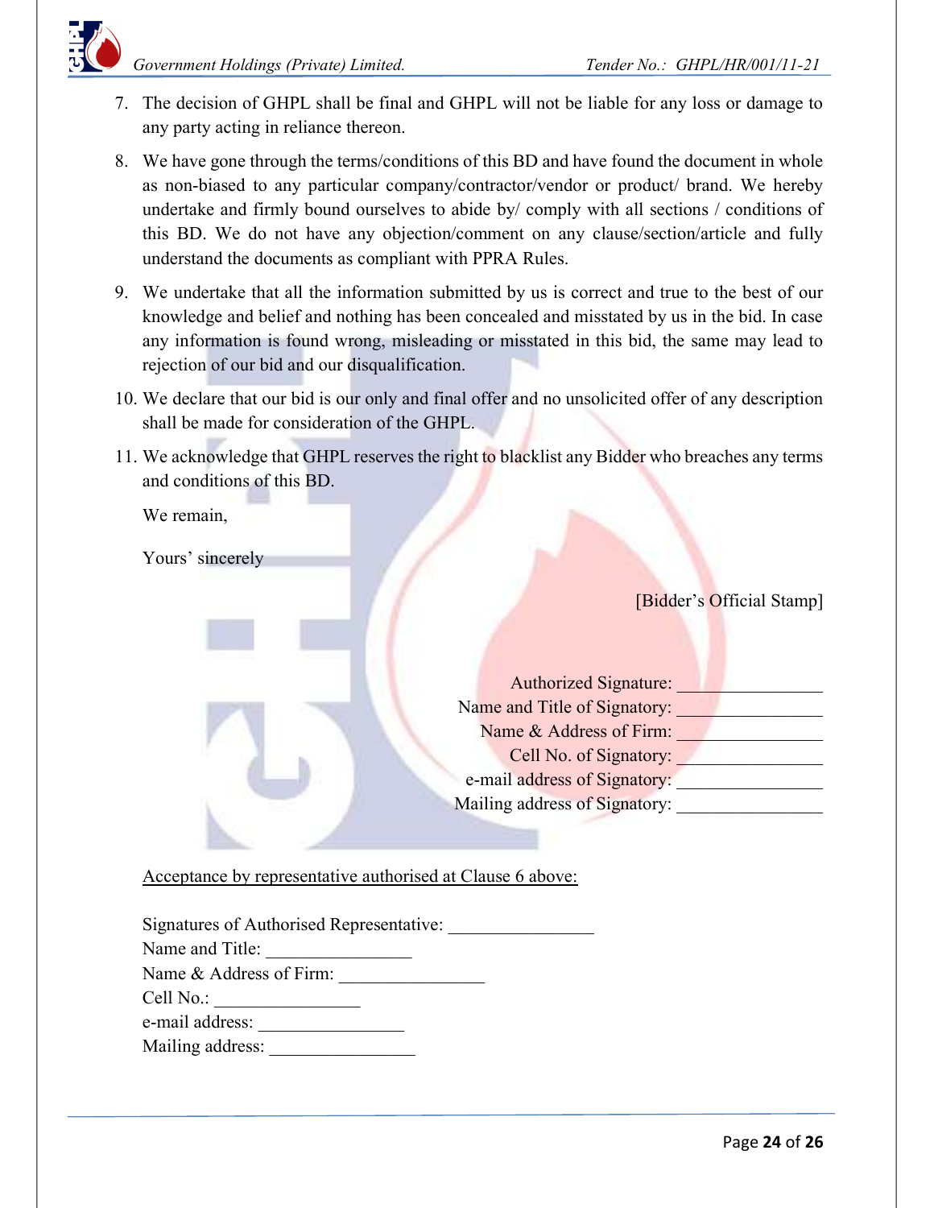7. The decision of GHPL shall be final and GHPL will not be liable for any loss or damage to any party acting in reliance thereon.

8. We have gone through the terms/conditions of this BD and have found the document in whole as non-biased to any particular company/contractor/vendor or product/ brand. We hereby undertake and firmly bound ourselves to abide by/ comply with all sections / conditions of this BD. We do not have any objection/comment on any clause/section/article and fully understand the documents as compliant with PPRA Rules.

9. We undertake that all the information submitted by us is correct and true to the best of our knowledge and belief and nothing has been concealed and misstated by us in the bid. In case any information is found wrong, misleading or misstated in this bid, the same may lead to rejection of our bid and our disqualification.

10. We declare that our bid is our only and final offer and no unsolicited offer of any description shall be made for consideration of the GHPL.

11. We acknowledge that GHPL reserves the right to blacklist any Bidder who breaches any terms and conditions of this BD.

We remain,

Yours' sincerely

[Bidder's Official Stamp]

Authorized Signature: ________________
Name and Title of Signatory: ________________
Name & Address of Firm: ________________
Cell No. of Signatory: ________________
e-mail address of Signatory: ________________
Mailing address of Signatory: ________________

<u>Acceptance by representative authorised at Clause 6 above:</u>

Signatures of Authorised Representative: ________________
Name and Title: ________________
Name & Address of Firm: ________________
Cell No.: ________________
e-mail address: ________________
Mailing address: ________________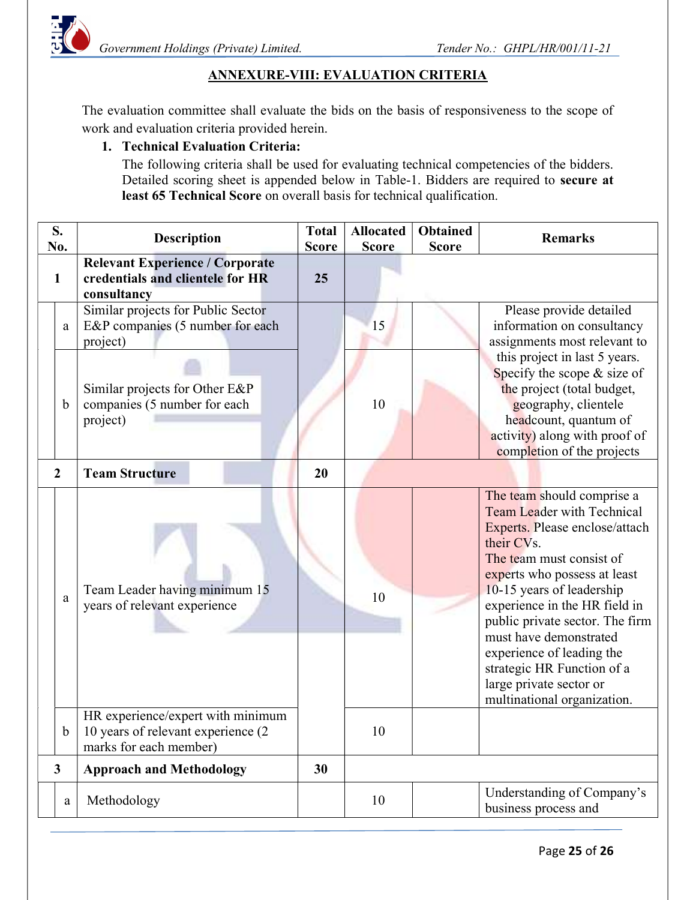## ANNEXURE-VIII: EVALUATION CRITERIA

The evaluation committee shall evaluate the bids on the basis of responsiveness to the scope of work and evaluation criteria provided herein.

1. **Technical Evaluation Criteria:**

   The following criteria shall be used for evaluating technical competencies of the bidders. Detailed scoring sheet is appended below in Table-1. Bidders are required to **secure at least 65 Technical Score** on overall basis for technical qualification.

| S. No. | | Description | Total Score | Allocated Score | Obtained Score | Remarks |
|---|---|---|---|---|---|---|
| 1 | | **Relevant Experience / Corporate credentials and clientele for HR consultancy** | **25** | | | |
| | a | Similar projects for Public Sector E&P companies (5 number for each project) | | 15 | | Please provide detailed information on consultancy assignments most relevant to this project in last 5 years. Specify the scope & size of the project (total budget, geography, clientele headcount, quantum of activity) along with proof of completion of the projects |
| | b | Similar projects for Other E&P companies (5 number for each project) | | 10 | | |
| 2 | | **Team Structure** | **20** | | | |
| | a | Team Leader having minimum 15 years of relevant experience | | 10 | | The team should comprise a Team Leader with Technical Experts. Please enclose/attach their CVs. The team must consist of experts who possess at least 10-15 years of leadership experience in the HR field in public private sector. The firm must have demonstrated experience of leading the strategic HR Function of a large private sector or multinational organization. |
| | b | HR experience/expert with minimum 10 years of relevant experience (2 marks for each member) | | 10 | | |
| 3 | | **Approach and Methodology** | **30** | | | |
| | a | Methodology | | 10 | | Understanding of Company's business process and |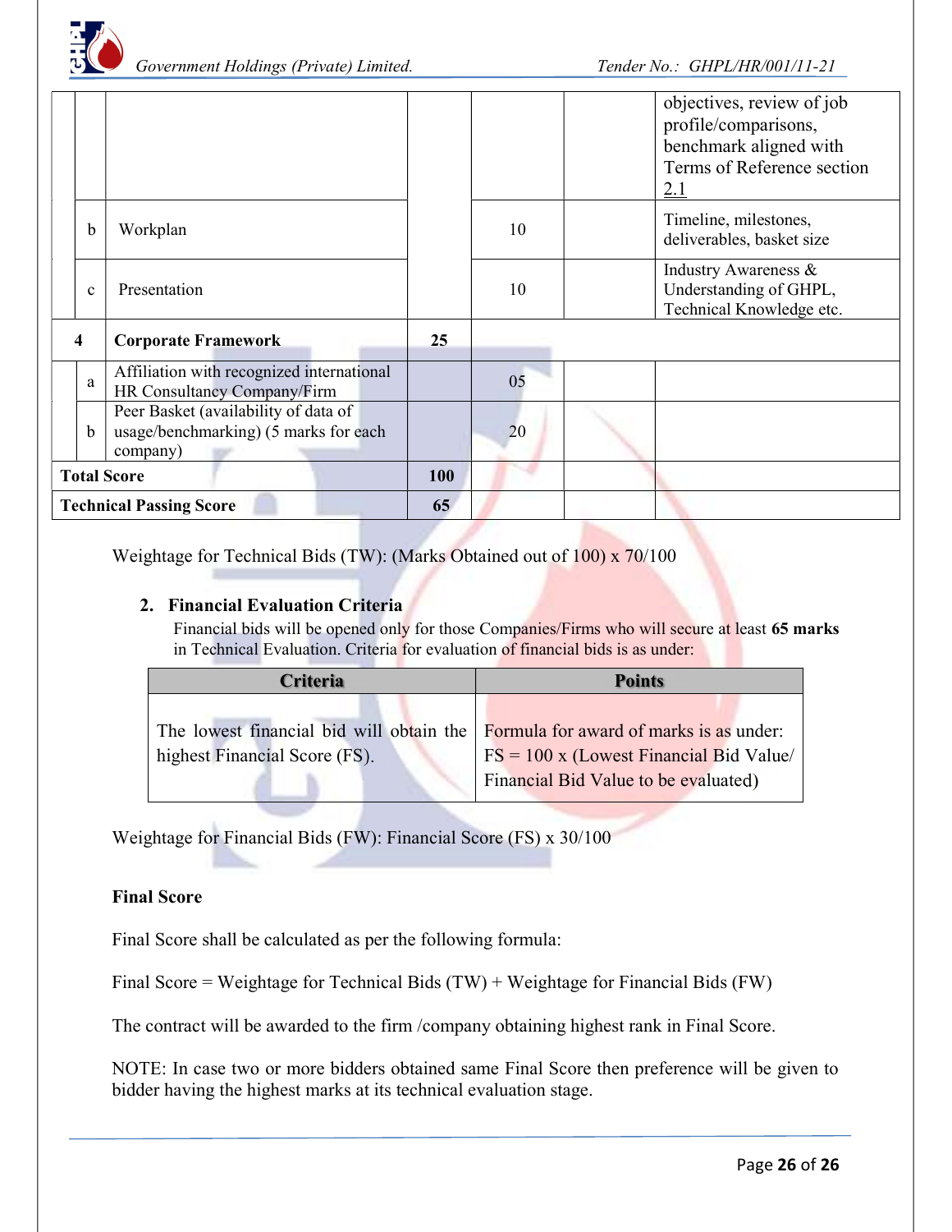| | | | | | | |
|---|---|---|---|---|---|---|
| | | | | | | objectives, review of job profile/comparisons, benchmark aligned with Terms of Reference section 2.1 |
| | b | Workplan | | 10 | | Timeline, milestones, deliverables, basket size |
| | c | Presentation | | 10 | | Industry Awareness & Understanding of GHPL, Technical Knowledge etc. |
| 4 | | **Corporate Framework** | **25** | | | |
| | a | Affiliation with recognized international HR Consultancy Company/Firm | | 05 | | |
| | b | Peer Basket (availability of data of usage/benchmarking) (5 marks for each company) | | 20 | | |
| **Total Score** | | | **100** | | | |
| **Technical Passing Score** | | | **65** | | | |

Weightage for Technical Bids (TW): (Marks Obtained out of 100) x 70/100

2. **Financial Evaluation Criteria**

   Financial bids will be opened only for those Companies/Firms who will secure at least **65 marks** in Technical Evaluation. Criteria for evaluation of financial bids is as under:

| Criteria | Points |
|---|---|
| The lowest financial bid will obtain the highest Financial Score (FS). | Formula for award of marks is as under: FS = 100 x (Lowest Financial Bid Value/ Financial Bid Value to be evaluated) |

Weightage for Financial Bids (FW): Financial Score (FS) x 30/100

**Final Score**

Final Score shall be calculated as per the following formula:

Final Score = Weightage for Technical Bids (TW) + Weightage for Financial Bids (FW)

The contract will be awarded to the firm /company obtaining highest rank in Final Score.

NOTE: In case two or more bidders obtained same Final Score then preference will be given to bidder having the highest marks at its technical evaluation stage.